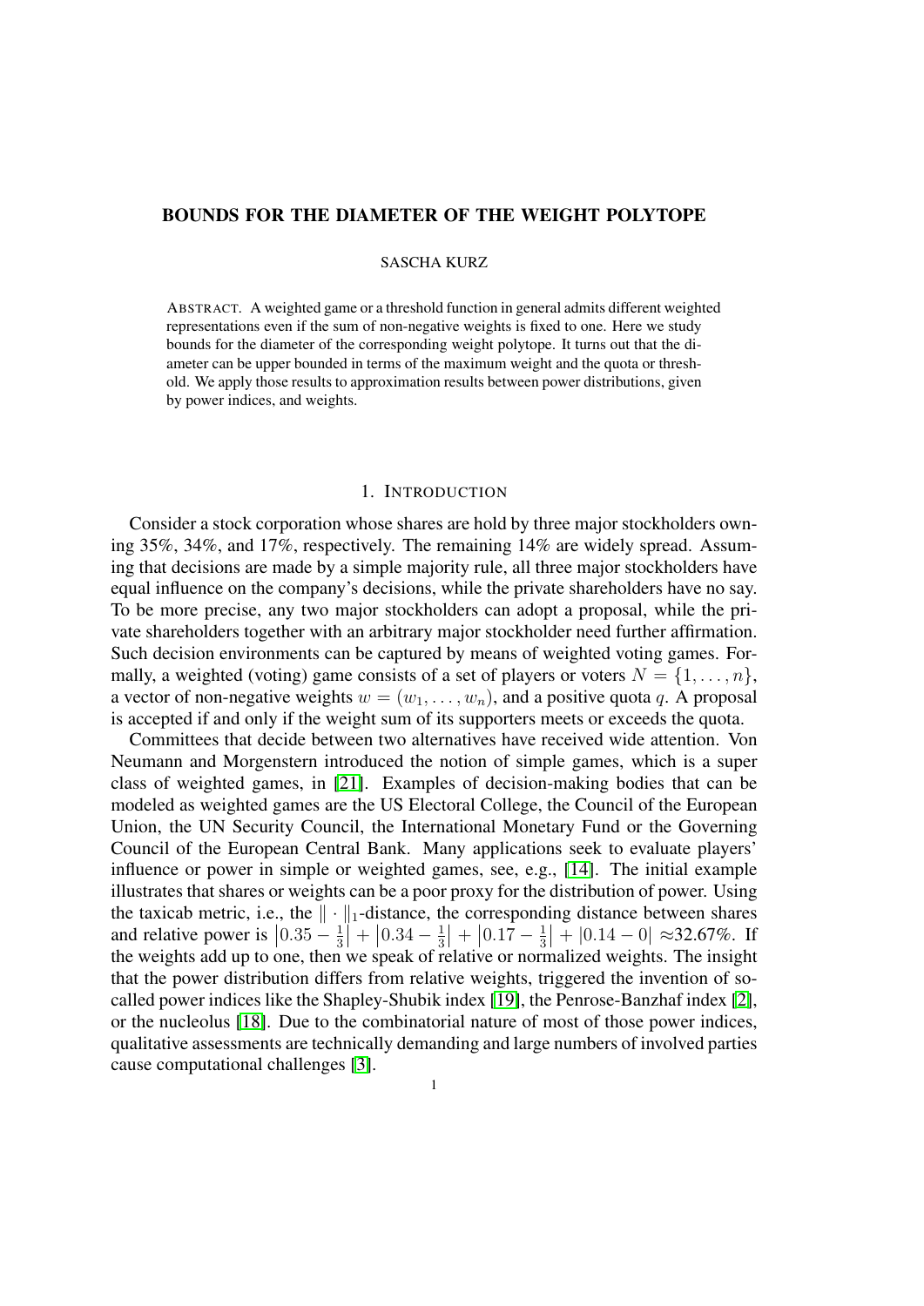# BOUNDS FOR THE DIAMETER OF THE WEIGHT POLYTOPE

SASCHA KURZ

ABSTRACT. A weighted game or a threshold function in general admits different weighted representations even if the sum of non-negative weights is fixed to one. Here we study bounds for the diameter of the corresponding weight polytope. It turns out that the diameter can be upper bounded in terms of the maximum weight and the quota or threshold. We apply those results to approximation results between power distributions, given by power indices, and weights.

## 1. INTRODUCTION

Consider a stock corporation whose shares are hold by three major stockholders owning 35%, 34%, and 17%, respectively. The remaining 14% are widely spread. Assuming that decisions are made by a simple majority rule, all three major stockholders have equal influence on the company's decisions, while the private shareholders have no say. To be more precise, any two major stockholders can adopt a proposal, while the private shareholders together with an arbitrary major stockholder need further affirmation. Such decision environments can be captured by means of weighted voting games. Formally, a weighted (voting) game consists of a set of players or voters $N = \{1, \dots, n\}$, a vector of non-negative weights $w = (w_1, \dots, w_n)$, and a positive quota $q$. A proposal is accepted if and only if the weight sum of its supporters meets or exceeds the quota.

Committees that decide between two alternatives have received wide attention. Von Neumann and Morgenstern introduced the notion of simple games, which is a super class of weighted games, in [21]. Examples of decision-making bodies that can be modeled as weighted games are the US Electoral College, the Council of the European Union, the UN Security Council, the International Monetary Fund or the Governing Council of the European Central Bank. Many applications seek to evaluate players' influence or power in simple or weighted games, see, e.g., [14]. The initial example illustrates that shares or weights can be a poor proxy for the distribution of power. Using the taxicab metric, i.e., the $\|\cdot\|_1$-distance, the corresponding distance between shares and relative power is $\left|0.35 - \frac{1}{3}\right| + \left|0.34 - \frac{1}{3}\right| + \left|0.17 - \frac{1}{3}\right| + |0.14 - 0| \approx$32.67%. If the weights add up to one, then we speak of relative or normalized weights. The insight that the power distribution differs from relative weights, triggered the invention of so-called power indices like the Shapley-Shubik index [19], the Penrose-Banzhaf index [2], or the nucleolus [18]. Due to the combinatorial nature of most of those power indices, qualitative assessments are technically demanding and large numbers of involved parties cause computational challenges [3].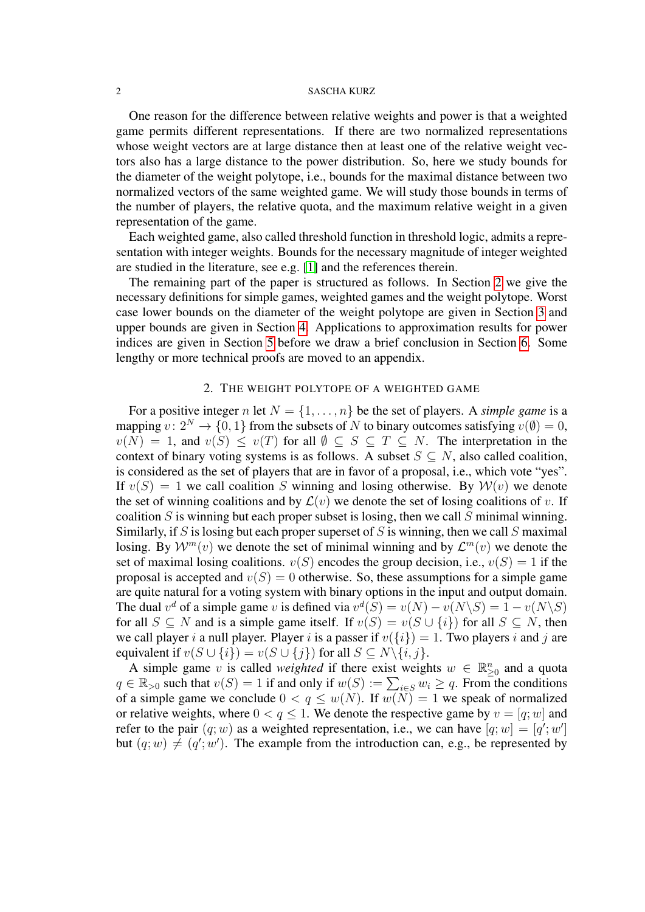One reason for the difference between relative weights and power is that a weighted game permits different representations. If there are two normalized representations whose weight vectors are at large distance then at least one of the relative weight vectors also has a large distance to the power distribution. So, here we study bounds for the diameter of the weight polytope, i.e., bounds for the maximal distance between two normalized vectors of the same weighted game. We will study those bounds in terms of the number of players, the relative quota, and the maximum relative weight in a given representation of the game.

Each weighted game, also called threshold function in threshold logic, admits a representation with integer weights. Bounds for the necessary magnitude of integer weighted are studied in the literature, see e.g. [1] and the references therein.

The remaining part of the paper is structured as follows. In Section 2 we give the necessary definitions for simple games, weighted games and the weight polytope. Worst case lower bounds on the diameter of the weight polytope are given in Section 3 and upper bounds are given in Section 4. Applications to approximation results for power indices are given in Section 5 before we draw a brief conclusion in Section 6. Some lengthy or more technical proofs are moved to an appendix.

## 2. The weight polytope of a weighted game

For a positive integer $n$ let $N = \{1, \dots, n\}$ be the set of players. A *simple game* is a mapping $v \colon 2^N \to \{0, 1\}$ from the subsets of $N$ to binary outcomes satisfying $v(\emptyset) = 0$, $v(N) = 1$, and $v(S) \le v(T)$ for all $\emptyset \subseteq S \subseteq T \subseteq N$. The interpretation in the context of binary voting systems is as follows. A subset $S \subseteq N$, also called coalition, is considered as the set of players that are in favor of a proposal, i.e., which vote "yes". If $v(S) = 1$ we call coalition $S$ winning and losing otherwise. By $\mathcal{W}(v)$ we denote the set of winning coalitions and by $\mathcal{L}(v)$ we denote the set of losing coalitions of $v$. If coalition $S$ is winning but each proper subset is losing, then we call $S$ minimal winning. Similarly, if $S$ is losing but each proper superset of $S$ is winning, then we call $S$ maximal losing. By $\mathcal{W}^m(v)$ we denote the set of minimal winning and by $\mathcal{L}^m(v)$ we denote the set of maximal losing coalitions. $v(S)$ encodes the group decision, i.e., $v(S) = 1$ if the proposal is accepted and $v(S) = 0$ otherwise. So, these assumptions for a simple game are quite natural for a voting system with binary options in the input and output domain. The dual $v^d$ of a simple game $v$ is defined via $v^d(S) = v(N) - v(N \backslash S) = 1 - v(N \backslash S)$ for all $S \subseteq N$ and is a simple game itself. If $v(S) = v(S \cup \{i\})$ for all $S \subseteq N$, then we call player $i$ a null player. Player $i$ is a passer if $v(\{i\}) = 1$. Two players $i$ and $j$ are equivalent if $v(S \cup \{i\}) = v(S \cup \{j\})$ for all $S \subseteq N \backslash \{i, j\}$.

A simple game $v$ is called *weighted* if there exist weights $w \in \mathbb{R}_{\ge 0}^n$ and a quota $q \in \mathbb{R}_{>0}$ such that $v(S) = 1$ if and only if $w(S) := \sum_{i \in S} w_i \ge q$. From the conditions of a simple game we conclude $0 < q \le w(N)$. If $w(N) = 1$ we speak of normalized or relative weights, where $0 < q \le 1$. We denote the respective game by $v = [q; w]$ and refer to the pair $(q; w)$ as a weighted representation, i.e., we can have $[q; w] = [q'; w']$ but $(q; w) \ne (q'; w')$. The example from the introduction can, e.g., be represented by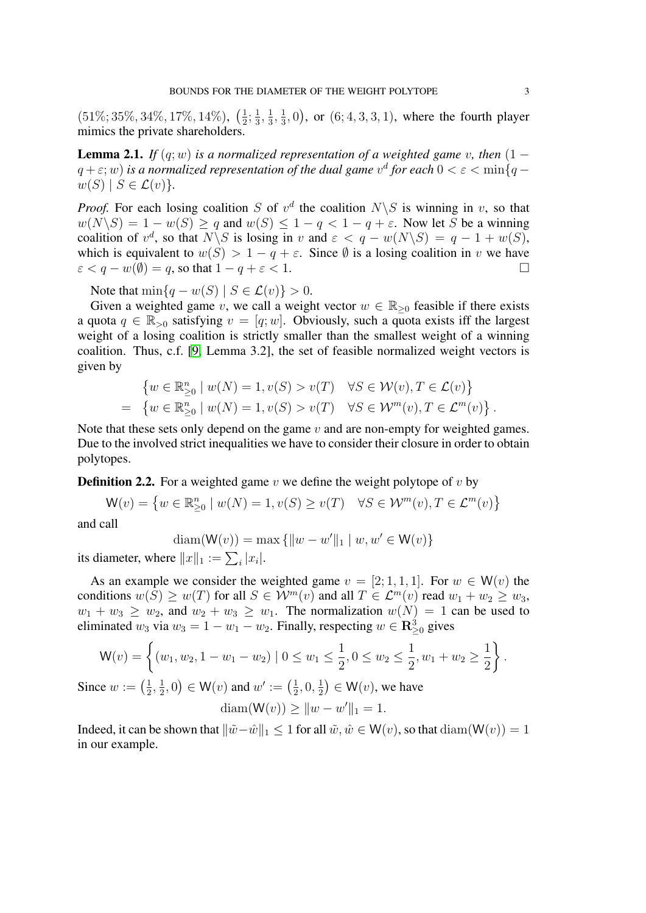$(51\%; 35\%, 34\%, 17\%, 14\%)$, $\left(\frac{1}{2}; \frac{1}{3}, \frac{1}{3}, \frac{1}{3}, 0\right)$, or $(6; 4, 3, 3, 1)$, where the fourth player mimics the private shareholders.

**Lemma 2.1.** *If $(q; w)$ is a normalized representation of a weighted game $v$, then $(1 - q + \varepsilon; w)$ is a normalized representation of the dual game $v^d$ for each $0 < \varepsilon < \min\{q - w(S) \mid S \in \mathcal{L}(v)\}$.*

*Proof.* For each losing coalition $S$ of $v^d$ the coalition $N \backslash S$ is winning in $v$, so that $w(N \backslash S) = 1 - w(S) \geq q$ and $w(S) \leq 1 - q < 1 - q + \varepsilon$. Now let $S$ be a winning coalition of $v^d$, so that $N \backslash S$ is losing in $v$ and $\varepsilon < q - w(N \backslash S) = q - 1 + w(S)$, which is equivalent to $w(S) > 1 - q + \varepsilon$. Since $\emptyset$ is a losing coalition in $v$ we have $\varepsilon < q - w(\emptyset) = q$, so that $1 - q + \varepsilon < 1$. $\square$

Note that $\min\{q - w(S) \mid S \in \mathcal{L}(v)\} > 0$.

Given a weighted game $v$, we call a weight vector $w \in \mathbb{R}_{\geq 0}$ feasible if there exists a quota $q \in \mathbb{R}_{>0}$ satisfying $v = [q; w]$. Obviously, such a quota exists iff the largest weight of a losing coalition is strictly smaller than the smallest weight of a winning coalition. Thus, c.f. [9, Lemma 3.2], the set of feasible normalized weight vectors is given by

$$
\begin{aligned}
& \left\{w \in \mathbb{R}^n_{\geq 0} \mid w(N) = 1, v(S) > v(T) \quad \forall S \in \mathcal{W}(v), T \in \mathcal{L}(v)\right\} \\
= \; & \left\{w \in \mathbb{R}^n_{\geq 0} \mid w(N) = 1, v(S) > v(T) \quad \forall S \in \mathcal{W}^m(v), T \in \mathcal{L}^m(v)\right\}.
\end{aligned}
$$

Note that these sets only depend on the game $v$ and are non-empty for weighted games. Due to the involved strict inequalities we have to consider their closure in order to obtain polytopes.

**Definition 2.2.** For a weighted game $v$ we define the weight polytope of $v$ by

$$
\mathsf{W}(v) = \left\{w \in \mathbb{R}^n_{\geq 0} \mid w(N) = 1, v(S) \geq v(T) \quad \forall S \in \mathcal{W}^m(v), T \in \mathcal{L}^m(v)\right\}
$$

and call

$$
\operatorname{diam}(\mathsf{W}(v)) = \max\left\{\|w - w'\|_1 \mid w, w' \in \mathsf{W}(v)\right\}
$$

its diameter, where $\|x\|_1 := \sum_i |x_i|$.

As an example we consider the weighted game $v = [2; 1, 1, 1]$. For $w \in \mathsf{W}(v)$ the conditions $w(S) \geq w(T)$ for all $S \in \mathcal{W}^m(v)$ and all $T \in \mathcal{L}^m(v)$ read $w_1 + w_2 \geq w_3$, $w_1 + w_3 \geq w_2$, and $w_2 + w_3 \geq w_1$. The normalization $w(N) = 1$ can be used to eliminated $w_3$ via $w_3 = 1 - w_1 - w_2$. Finally, respecting $w \in \mathbf{R}^3_{\geq 0}$ gives

$$
\mathsf{W}(v) = \left\{(w_1, w_2, 1 - w_1 - w_2) \mid 0 \leq w_1 \leq \frac{1}{2}, 0 \leq w_2 \leq \frac{1}{2}, w_1 + w_2 \geq \frac{1}{2}\right\}.
$$

Since $w := \left(\frac{1}{2}, \frac{1}{2}, 0\right) \in \mathsf{W}(v)$ and $w' := \left(\frac{1}{2}, 0, \frac{1}{2}\right) \in \mathsf{W}(v)$, we have

$$
\operatorname{diam}(\mathsf{W}(v)) \geq \|w - w'\|_1 = 1.
$$

Indeed, it can be shown that $\|\tilde{w} - \hat{w}\|_1 \leq 1$ for all $\tilde{w}, \hat{w} \in \mathsf{W}(v)$, so that $\operatorname{diam}(\mathsf{W}(v)) = 1$ in our example.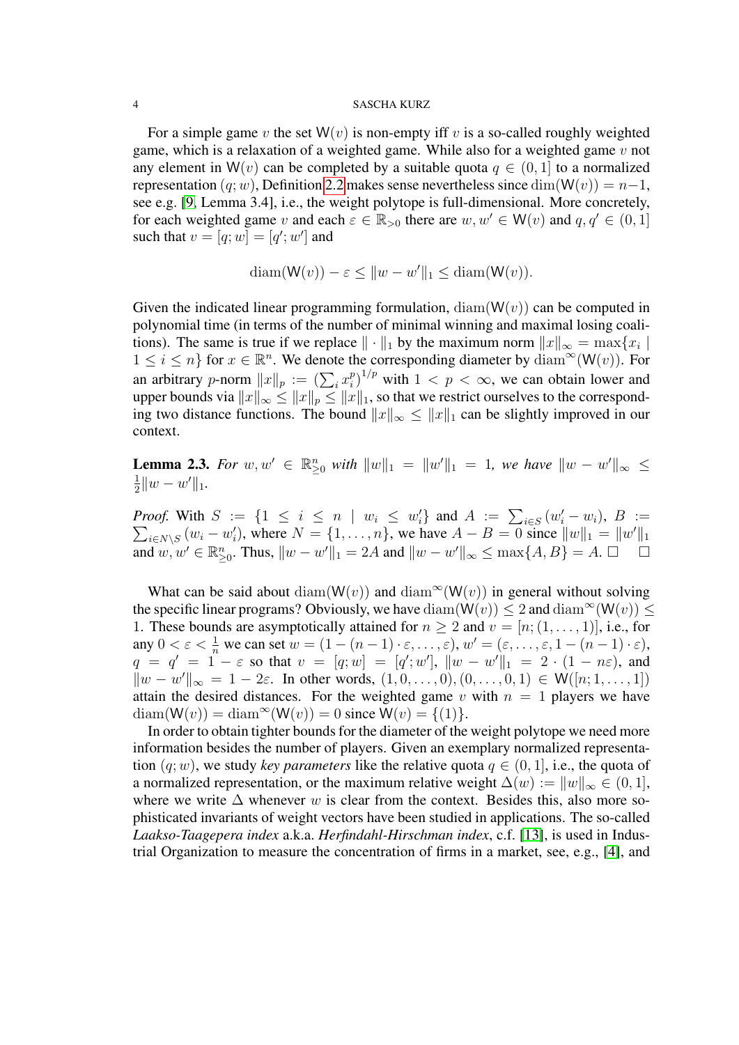For a simple game $v$ the set $\mathsf{W}(v)$ is non-empty iff $v$ is a so-called roughly weighted game, which is a relaxation of a weighted game. While also for a weighted game $v$ not any element in $\mathsf{W}(v)$ can be completed by a suitable quota $q \in (0,1]$ to a normalized representation $(q;w)$, Definition 2.2 makes sense nevertheless since $\dim(\mathsf{W}(v)) = n-1$, see e.g. [9, Lemma 3.4], i.e., the weight polytope is full-dimensional. More concretely, for each weighted game $v$ and each $\varepsilon \in \mathbb{R}_{>0}$ there are $w, w' \in \mathsf{W}(v)$ and $q, q' \in (0,1]$ such that $v = [q;w] = [q';w']$ and

$$\operatorname{diam}(\mathsf{W}(v)) - \varepsilon \le \|w - w'\|_1 \le \operatorname{diam}(\mathsf{W}(v)).$$

Given the indicated linear programming formulation, $\operatorname{diam}(\mathsf{W}(v))$ can be computed in polynomial time (in terms of the number of minimal winning and maximal losing coalitions). The same is true if we replace $\|\cdot\|_1$ by the maximum norm $\|x\|_\infty = \max\{x_i \mid 1 \le i \le n\}$ for $x \in \mathbb{R}^n$. We denote the corresponding diameter by $\operatorname{diam}^\infty(\mathsf{W}(v))$. For an arbitrary $p$-norm $\|x\|_p := \left(\sum_i x_i^p\right)^{1/p}$ with $1 < p < \infty$, we can obtain lower and upper bounds via $\|x\|_\infty \le \|x\|_p \le \|x\|_1$, so that we restrict ourselves to the corresponding two distance functions. The bound $\|x\|_\infty \le \|x\|_1$ can be slightly improved in our context.

**Lemma 2.3.** *For $w, w' \in \mathbb{R}^n_{\ge 0}$ with $\|w\|_1 = \|w'\|_1 = 1$, we have $\|w - w'\|_\infty \le \frac{1}{2}\|w - w'\|_1$.*

*Proof.* With $S := \{1 \le i \le n \mid w_i \le w'_i\}$ and $A := \sum_{i \in S}(w'_i - w_i)$, $B := \sum_{i \in N \setminus S}(w_i - w'_i)$, where $N = \{1, \dots, n\}$, we have $A - B = 0$ since $\|w\|_1 = \|w'\|_1$ and $w, w' \in \mathbb{R}^n_{\ge 0}$. Thus, $\|w - w'\|_1 = 2A$ and $\|w - w'\|_\infty \le \max\{A, B\} = A$. □ □

What can be said about $\operatorname{diam}(\mathsf{W}(v))$ and $\operatorname{diam}^\infty(\mathsf{W}(v))$ in general without solving the specific linear programs? Obviously, we have $\operatorname{diam}(\mathsf{W}(v)) \le 2$ and $\operatorname{diam}^\infty(\mathsf{W}(v)) \le 1$. These bounds are asymptotically attained for $n \ge 2$ and $v = [n; (1, \dots, 1)]$, i.e., for any $0 < \varepsilon < \frac{1}{n}$ we can set $w = (1 - (n-1) \cdot \varepsilon, \dots, \varepsilon)$, $w' = (\varepsilon, \dots, \varepsilon, 1 - (n-1) \cdot \varepsilon)$, $q = q' = 1 - \varepsilon$ so that $v = [q;w] = [q';w']$, $\|w - w'\|_1 = 2 \cdot (1 - n\varepsilon)$, and $\|w - w'\|_\infty = 1 - 2\varepsilon$. In other words, $(1, 0, \dots, 0), (0, \dots, 0, 1) \in \mathsf{W}([n; 1, \dots, 1])$ attain the desired distances. For the weighted game $v$ with $n = 1$ players we have $\operatorname{diam}(\mathsf{W}(v)) = \operatorname{diam}^\infty(\mathsf{W}(v)) = 0$ since $\mathsf{W}(v) = \{(1)\}$.

In order to obtain tighter bounds for the diameter of the weight polytope we need more information besides the number of players. Given an exemplary normalized representation $(q;w)$, we study *key parameters* like the relative quota $q \in (0,1]$, i.e., the quota of a normalized representation, or the maximum relative weight $\Delta(w) := \|w\|_\infty \in (0,1]$, where we write $\Delta$ whenever $w$ is clear from the context. Besides this, also more sophisticated invariants of weight vectors have been studied in applications. The so-called *Laakso-Taagepera index* a.k.a. *Herfindahl-Hirschman index*, c.f. [13], is used in Industrial Organization to measure the concentration of firms in a market, see, e.g., [4], and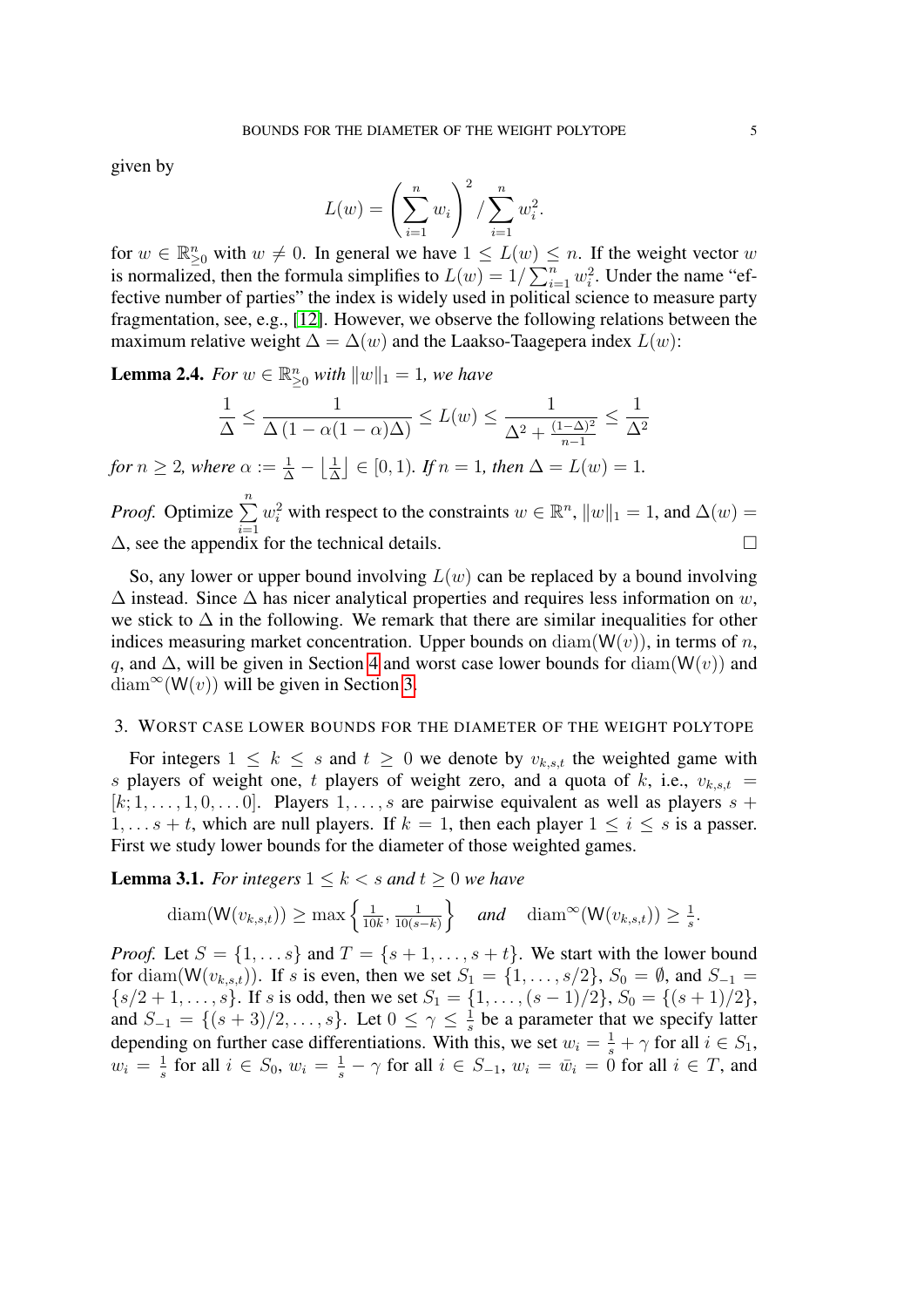given by

$$L(w) = \left( \sum_{i=1}^{n} w_i \right)^2 / \sum_{i=1}^{n} w_i^2.$$

for $w \in \mathbb{R}^n_{\geq 0}$ with $w \neq 0$. In general we have $1 \leq L(w) \leq n$. If the weight vector $w$ is normalized, then the formula simplifies to $L(w) = 1/\sum_{i=1}^{n} w_i^2$. Under the name "effective number of parties" the index is widely used in political science to measure party fragmentation, see, e.g., [12]. However, we observe the following relations between the maximum relative weight $\Delta = \Delta(w)$ and the Laakso-Taagepera index $L(w)$:

**Lemma 2.4.** *For $w \in \mathbb{R}^n_{\geq 0}$ with $\|w\|_1 = 1$, we have*

$$\frac{1}{\Delta} \leq \frac{1}{\Delta\left(1 - \alpha(1-\alpha)\Delta\right)} \leq L(w) \leq \frac{1}{\Delta^2 + \frac{(1-\Delta)^2}{n-1}} \leq \frac{1}{\Delta^2}$$

*for $n \geq 2$, where $\alpha := \frac{1}{\Delta} - \left\lfloor \frac{1}{\Delta} \right\rfloor \in [0, 1)$. If $n = 1$, then $\Delta = L(w) = 1$.*

*Proof.* Optimize $\sum_{i=1}^{n} w_i^2$ with respect to the constraints $w \in \mathbb{R}^n$, $\|w\|_1 = 1$, and $\Delta(w) = \Delta$, see the appendix for the technical details. □

So, any lower or upper bound involving $L(w)$ can be replaced by a bound involving $\Delta$ instead. Since $\Delta$ has nicer analytical properties and requires less information on $w$, we stick to $\Delta$ in the following. We remark that there are similar inequalities for other indices measuring market concentration. Upper bounds on $\operatorname{diam}(\mathsf{W}(v))$, in terms of $n$, $q$, and $\Delta$, will be given in Section 4 and worst case lower bounds for $\operatorname{diam}(\mathsf{W}(v))$ and $\operatorname{diam}^\infty(\mathsf{W}(v))$ will be given in Section 3.

## 3. Worst case lower bounds for the diameter of the weight polytope

For integers $1 \leq k \leq s$ and $t \geq 0$ we denote by $v_{k,s,t}$ the weighted game with $s$ players of weight one, $t$ players of weight zero, and a quota of $k$, i.e., $v_{k,s,t} = [k; 1, \dots, 1, 0, \dots 0]$. Players $1, \dots, s$ are pairwise equivalent as well as players $s + 1, \dots s + t$, which are null players. If $k = 1$, then each player $1 \leq i \leq s$ is a passer. First we study lower bounds for the diameter of those weighted games.

**Lemma 3.1.** *For integers $1 \leq k < s$ and $t \geq 0$ we have*

$$\operatorname{diam}(\mathsf{W}(v_{k,s,t})) \geq \max\left\{\tfrac{1}{10k}, \tfrac{1}{10(s-k)}\right\} \quad \textit{and} \quad \operatorname{diam}^\infty(\mathsf{W}(v_{k,s,t})) \geq \tfrac{1}{s}.$$

*Proof.* Let $S = \{1, \dots s\}$ and $T = \{s + 1, \dots, s + t\}$. We start with the lower bound for $\operatorname{diam}(\mathsf{W}(v_{k,s,t}))$. If $s$ is even, then we set $S_1 = \{1, \dots, s/2\}$, $S_0 = \emptyset$, and $S_{-1} = \{s/2 + 1, \dots, s\}$. If $s$ is odd, then we set $S_1 = \{1, \dots, (s-1)/2\}$, $S_0 = \{(s + 1)/2\}$, and $S_{-1} = \{(s + 3)/2, \dots, s\}$. Let $0 \leq \gamma \leq \frac{1}{s}$ be a parameter that we specify later depending on further case differentiations. With this, we set $w_i = \frac{1}{s} + \gamma$ for all $i \in S_1$, $w_i = \frac{1}{s}$ for all $i \in S_0$, $w_i = \frac{1}{s} - \gamma$ for all $i \in S_{-1}$, $w_i = \bar{w}_i = 0$ for all $i \in T$, and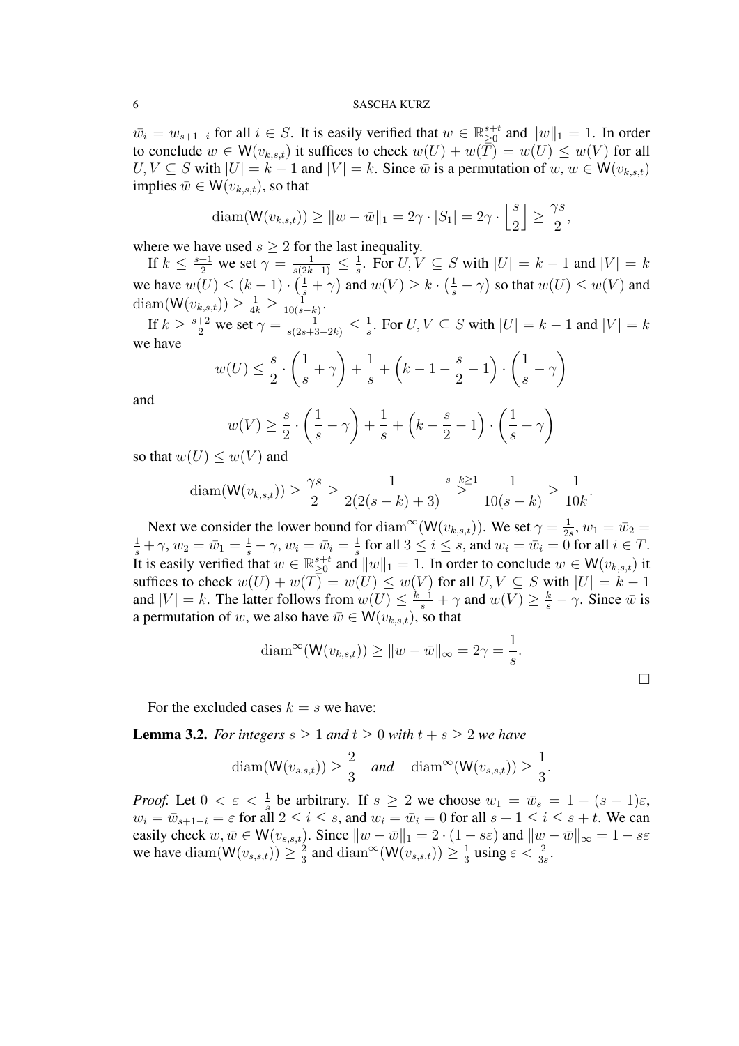$\bar{w}_i = w_{s+1-i}$ for all $i \in S$. It is easily verified that $w \in \mathbb{R}^{s+t}_{\ge 0}$ and $\|w\|_1 = 1$. In order to conclude $w \in \mathsf{W}(v_{k,s,t})$ it suffices to check $w(U) + w(T) = w(U) \le w(V)$ for all $U, V \subseteq S$ with $|U| = k-1$ and $|V| = k$. Since $\bar{w}$ is a permutation of $w$, $w \in \mathsf{W}(v_{k,s,t})$ implies $\bar{w} \in \mathsf{W}(v_{k,s,t})$, so that

$$\operatorname{diam}(\mathsf{W}(v_{k,s,t})) \ge \|w - \bar{w}\|_1 = 2\gamma \cdot |S_1| = 2\gamma \cdot \left\lfloor \frac{s}{2} \right\rfloor \ge \frac{\gamma s}{2},$$

where we have used $s \ge 2$ for the last inequality.

If $k \le \frac{s+1}{2}$ we set $\gamma = \frac{1}{s(2k-1)} \le \frac{1}{s}$. For $U, V \subseteq S$ with $|U| = k-1$ and $|V| = k$ we have $w(U) \le (k-1) \cdot \left(\frac{1}{s} + \gamma\right)$ and $w(V) \ge k \cdot \left(\frac{1}{s} - \gamma\right)$ so that $w(U) \le w(V)$ and $\operatorname{diam}(\mathsf{W}(v_{k,s,t})) \ge \frac{1}{4k} \ge \frac{1}{10(s-k)}$.

If $k \ge \frac{s+2}{2}$ we set $\gamma = \frac{1}{s(2s+3-2k)} \le \frac{1}{s}$. For $U, V \subseteq S$ with $|U| = k-1$ and $|V| = k$ we have

$$w(U) \le \frac{s}{2} \cdot \left(\frac{1}{s} + \gamma\right) + \frac{1}{s} + \left(k - 1 - \frac{s}{2} - 1\right) \cdot \left(\frac{1}{s} - \gamma\right)$$

and

$$w(V) \ge \frac{s}{2} \cdot \left(\frac{1}{s} - \gamma\right) + \frac{1}{s} + \left(k - \frac{s}{2} - 1\right) \cdot \left(\frac{1}{s} + \gamma\right)$$

so that $w(U) \le w(V)$ and

$$\operatorname{diam}(\mathsf{W}(v_{k,s,t})) \ge \frac{\gamma s}{2} \ge \frac{1}{2(2(s-k)+3)} \overset{s-k \ge 1}{\ge} \frac{1}{10(s-k)} \ge \frac{1}{10k}.$$

Next we consider the lower bound for $\operatorname{diam}^\infty(\mathsf{W}(v_{k,s,t}))$. We set $\gamma = \frac{1}{2s}$, $w_1 = \bar{w}_2 = \frac{1}{s} + \gamma$, $w_2 = \bar{w}_1 = \frac{1}{s} - \gamma$, $w_i = \bar{w}_i = \frac{1}{s}$ for all $3 \le i \le s$, and $w_i = \bar{w}_i = 0$ for all $i \in T$. It is easily verified that $w \in \mathbb{R}^{s+t}_{\ge 0}$ and $\|w\|_1 = 1$. In order to conclude $w \in \mathsf{W}(v_{k,s,t})$ it suffices to check $w(U) + w(T) = w(U) \le w(V)$ for all $U, V \subseteq S$ with $|U| = k-1$ and $|V| = k$. The latter follows from $w(U) \le \frac{k-1}{s} + \gamma$ and $w(V) \ge \frac{k}{s} - \gamma$. Since $\bar{w}$ is a permutation of $w$, we also have $\bar{w} \in \mathsf{W}(v_{k,s,t})$, so that

$$\operatorname{diam}^\infty(\mathsf{W}(v_{k,s,t})) \ge \|w - \bar{w}\|_\infty = 2\gamma = \frac{1}{s}.$$

□

For the excluded cases $k = s$ we have:

**Lemma 3.2.** *For integers $s \ge 1$ and $t \ge 0$ with $t + s \ge 2$ we have*

$$\operatorname{diam}(\mathsf{W}(v_{s,s,t})) \ge \frac{2}{3} \quad \textit{and} \quad \operatorname{diam}^\infty(\mathsf{W}(v_{s,s,t})) \ge \frac{1}{3}.$$

*Proof.* Let $0 < \varepsilon < \frac{1}{s}$ be arbitrary. If $s \ge 2$ we choose $w_1 = \bar{w}_s = 1 - (s-1)\varepsilon$, $w_i = \bar{w}_{s+1-i} = \varepsilon$ for all $2 \le i \le s$, and $w_i = \bar{w}_i = 0$ for all $s+1 \le i \le s+t$. We can easily check $w, \bar{w} \in \mathsf{W}(v_{s,s,t})$. Since $\|w - \bar{w}\|_1 = 2 \cdot (1 - s\varepsilon)$ and $\|w - \bar{w}\|_\infty = 1 - s\varepsilon$ we have $\operatorname{diam}(\mathsf{W}(v_{s,s,t})) \ge \frac{2}{3}$ and $\operatorname{diam}^\infty(\mathsf{W}(v_{s,s,t})) \ge \frac{1}{3}$ using $\varepsilon < \frac{2}{3s}$.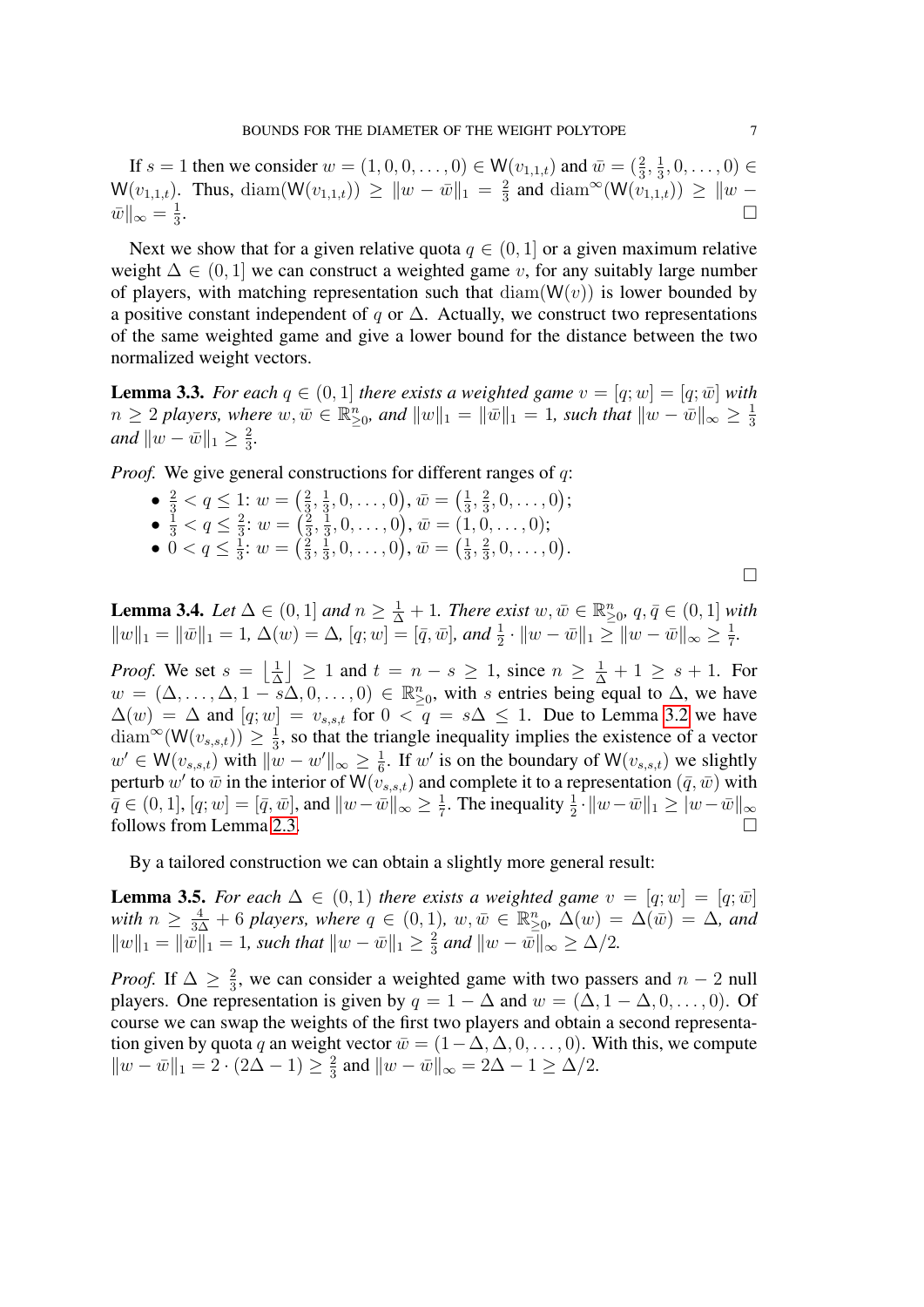If $s = 1$ then we consider $w = (1, 0, 0, \ldots, 0) \in \mathsf{W}(v_{1,1,t})$ and $\bar{w} = (\frac{2}{3}, \frac{1}{3}, 0, \ldots, 0) \in \mathsf{W}(v_{1,1,t})$. Thus, $\operatorname{diam}(\mathsf{W}(v_{1,1,t})) \geq \|w - \bar{w}\|_1 = \frac{2}{3}$ and $\operatorname{diam}^\infty(\mathsf{W}(v_{1,1,t})) \geq \|w - \bar{w}\|_\infty = \frac{1}{3}$. □

Next we show that for a given relative quota $q \in (0, 1]$ or a given maximum relative weight $\Delta \in (0, 1]$ we can construct a weighted game $v$, for any suitably large number of players, with matching representation such that $\operatorname{diam}(\mathsf{W}(v))$ is lower bounded by a positive constant independent of $q$ or $\Delta$. Actually, we construct two representations of the same weighted game and give a lower bound for the distance between the two normalized weight vectors.

**Lemma 3.3.** *For each $q \in (0, 1]$ there exists a weighted game $v = [q; w] = [q; \bar{w}]$ with $n \geq 2$ players, where $w, \bar{w} \in \mathbb{R}^n_{\geq 0}$, and $\|w\|_1 = \|\bar{w}\|_1 = 1$, such that $\|w - \bar{w}\|_\infty \geq \frac{1}{3}$ and $\|w - \bar{w}\|_1 \geq \frac{2}{3}$.*

*Proof.* We give general constructions for different ranges of $q$:

- $\frac{2}{3} < q \leq 1$: $w = \left(\frac{2}{3}, \frac{1}{3}, 0, \ldots, 0\right)$, $\bar{w} = \left(\frac{1}{3}, \frac{2}{3}, 0, \ldots, 0\right)$;
- $\frac{1}{3} < q \leq \frac{2}{3}$: $w = \left(\frac{2}{3}, \frac{1}{3}, 0, \ldots, 0\right)$, $\bar{w} = (1, 0, \ldots, 0)$;
- $0 < q \leq \frac{1}{3}$: $w = \left(\frac{2}{3}, \frac{1}{3}, 0, \ldots, 0\right)$, $\bar{w} = \left(\frac{1}{3}, \frac{2}{3}, 0, \ldots, 0\right)$.

□

**Lemma 3.4.** *Let $\Delta \in (0, 1]$ and $n \geq \frac{1}{\Delta} + 1$. There exist $w, \bar{w} \in \mathbb{R}^n_{\geq 0}$, $q, \bar{q} \in (0, 1]$ with $\|w\|_1 = \|\bar{w}\|_1 = 1$, $\Delta(w) = \Delta$, $[q; w] = [\bar{q}, \bar{w}]$, and $\frac{1}{2} \cdot \|w - \bar{w}\|_1 \geq \|w - \bar{w}\|_\infty \geq \frac{1}{7}$.*

*Proof.* We set $s = \left\lfloor \frac{1}{\Delta} \right\rfloor \geq 1$ and $t = n - s \geq 1$, since $n \geq \frac{1}{\Delta} + 1 \geq s + 1$. For $w = (\Delta, \ldots, \Delta, 1 - s\Delta, 0, \ldots, 0) \in \mathbb{R}^n_{\geq 0}$, with $s$ entries being equal to $\Delta$, we have $\Delta(w) = \Delta$ and $[q; w] = v_{s,s,t}$ for $0 < q = s\Delta \leq 1$. Due to Lemma 3.2 we have $\operatorname{diam}^\infty(\mathsf{W}(v_{s,s,t})) \geq \frac{1}{3}$, so that the triangle inequality implies the existence of a vector $w' \in \mathsf{W}(v_{s,s,t})$ with $\|w - w'\|_\infty \geq \frac{1}{6}$. If $w'$ is on the boundary of $\mathsf{W}(v_{s,s,t})$ we slightly perturb $w'$ to $\bar{w}$ in the interior of $\mathsf{W}(v_{s,s,t})$ and complete it to a representation $(\bar{q}, \bar{w})$ with $\bar{q} \in (0, 1]$, $[q; w] = [\bar{q}, \bar{w}]$, and $\|w - \bar{w}\|_\infty \geq \frac{1}{7}$. The inequality $\frac{1}{2} \cdot \|w - \bar{w}\|_1 \geq |w - \bar{w}\|_\infty$ follows from Lemma 2.3. □

By a tailored construction we can obtain a slightly more general result:

**Lemma 3.5.** *For each $\Delta \in (0, 1)$ there exists a weighted game $v = [q; w] = [q; \bar{w}]$ with $n \geq \frac{4}{3\Delta} + 6$ players, where $q \in (0, 1)$, $w, \bar{w} \in \mathbb{R}^n_{\geq 0}$, $\Delta(w) = \Delta(\bar{w}) = \Delta$, and $\|w\|_1 = \|\bar{w}\|_1 = 1$, such that $\|w - \bar{w}\|_1 \geq \frac{2}{3}$ and $\|w - \bar{w}\|_\infty \geq \Delta/2$.*

*Proof.* If $\Delta \geq \frac{2}{3}$, we can consider a weighted game with two passers and $n - 2$ null players. One representation is given by $q = 1 - \Delta$ and $w = (\Delta, 1 - \Delta, 0, \ldots, 0)$. Of course we can swap the weights of the first two players and obtain a second representation given by quota $q$ an weight vector $\bar{w} = (1 - \Delta, \Delta, 0, \ldots, 0)$. With this, we compute $\|w - \bar{w}\|_1 = 2 \cdot (2\Delta - 1) \geq \frac{2}{3}$ and $\|w - \bar{w}\|_\infty = 2\Delta - 1 \geq \Delta/2$.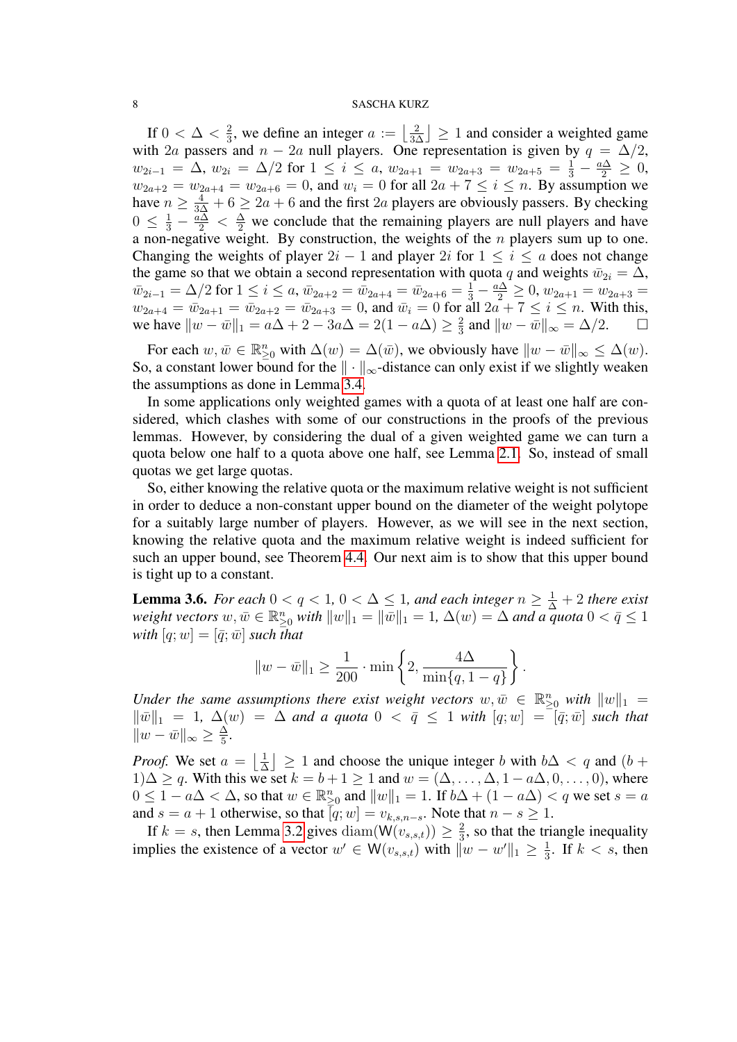If $0 < \Delta < \frac{2}{3}$, we define an integer $a := \left\lfloor \frac{2}{3\Delta} \right\rfloor \ge 1$ and consider a weighted game with $2a$ passers and $n-2a$ null players. One representation is given by $q = \Delta/2$, $w_{2i-1} = \Delta$, $w_{2i} = \Delta/2$ for $1 \le i \le a$, $w_{2a+1} = w_{2a+3} = w_{2a+5} = \frac{1}{3} - \frac{a\Delta}{2} \ge 0$, $w_{2a+2} = w_{2a+4} = w_{2a+6} = 0$, and $w_i = 0$ for all $2a+7 \le i \le n$. By assumption we have $n \ge \frac{4}{3\Delta} + 6 \ge 2a + 6$ and the first $2a$ players are obviously passers. By checking $0 \le \frac{1}{3} - \frac{a\Delta}{2} < \frac{\Delta}{2}$ we conclude that the remaining players are null players and have a non-negative weight. By construction, the weights of the $n$ players sum up to one. Changing the weights of player $2i-1$ and player $2i$ for $1 \le i \le a$ does not change the game so that we obtain a second representation with quota $q$ and weights $\bar{w}_{2i} = \Delta$, $\bar{w}_{2i-1} = \Delta/2$ for $1 \le i \le a$, $\bar{w}_{2a+2} = \bar{w}_{2a+4} = \bar{w}_{2a+6} = \frac{1}{3} - \frac{a\Delta}{2} \ge 0$, $w_{2a+1} = w_{2a+3} = w_{2a+4} = \bar{w}_{2a+1} = \bar{w}_{2a+2} = \bar{w}_{2a+3} = 0$, and $\bar{w}_i = 0$ for all $2a+7 \le i \le n$. With this, we have $\|w - \bar{w}\|_1 = a\Delta + 2 - 3a\Delta = 2(1 - a\Delta) \ge \frac{2}{3}$ and $\|w - \bar{w}\|_\infty = \Delta/2$. $\square$

For each $w, \bar{w} \in \mathbb{R}^n_{\ge 0}$ with $\Delta(w) = \Delta(\bar{w})$, we obviously have $\|w - \bar{w}\|_\infty \le \Delta(w)$. So, a constant lower bound for the $\|\cdot\|_\infty$-distance can only exist if we slightly weaken the assumptions as done in Lemma 3.4.

In some applications only weighted games with a quota of at least one half are considered, which clashes with some of our constructions in the proofs of the previous lemmas. However, by considering the dual of a given weighted game we can turn a quota below one half to a quota above one half, see Lemma 2.1. So, instead of small quotas we get large quotas.

So, either knowing the relative quota or the maximum relative weight is not sufficient in order to deduce a non-constant upper bound on the diameter of the weight polytope for a suitably large number of players. However, as we will see in the next section, knowing the relative quota and the maximum relative weight is indeed sufficient for such an upper bound, see Theorem 4.4. Our next aim is to show that this upper bound is tight up to a constant.

**Lemma 3.6.** *For each $0 < q < 1$, $0 < \Delta \le 1$, and each integer $n \ge \frac{1}{\Delta} + 2$ there exist weight vectors $w, \bar{w} \in \mathbb{R}^n_{\ge 0}$ with $\|w\|_1 = \|\bar{w}\|_1 = 1$, $\Delta(w) = \Delta$ and a quota $0 < \bar{q} \le 1$ with $[q; w] = [\bar{q}; \bar{w}]$ such that*

$$\|w - \bar{w}\|_1 \ge \frac{1}{200} \cdot \min\left\{2, \frac{4\Delta}{\min\{q, 1-q\}}\right\}.$$

*Under the same assumptions there exist weight vectors $w, \bar{w} \in \mathbb{R}^n_{\ge 0}$ with $\|w\|_1 = \|\bar{w}\|_1 = 1$, $\Delta(w) = \Delta$ and a quota $0 < \bar{q} \le 1$ with $[q; w] = [\bar{q}; \bar{w}]$ such that $\|w - \bar{w}\|_\infty \ge \frac{\Delta}{5}$.*

*Proof.* We set $a = \left\lfloor \frac{1}{\Delta} \right\rfloor \ge 1$ and choose the unique integer $b$ with $b\Delta < q$ and $(b+1)\Delta \ge q$. With this we set $k = b + 1 \ge 1$ and $w = (\Delta, \dots, \Delta, 1 - a\Delta, 0, \dots, 0)$, where $0 \le 1 - a\Delta < \Delta$, so that $w \in \mathbb{R}^n_{\ge 0}$ and $\|w\|_1 = 1$. If $b\Delta + (1 - a\Delta) < q$ we set $s = a$ and $s = a + 1$ otherwise, so that $[q; w] = v_{k,s,n-s}$. Note that $n - s \ge 1$.

If $k = s$, then Lemma 3.2 gives $\operatorname{diam}(\mathsf{W}(v_{s,s,t})) \ge \frac{2}{3}$, so that the triangle inequality implies the existence of a vector $w' \in \mathsf{W}(v_{s,s,t})$ with $\|w - w'\|_1 \ge \frac{1}{3}$. If $k < s$, then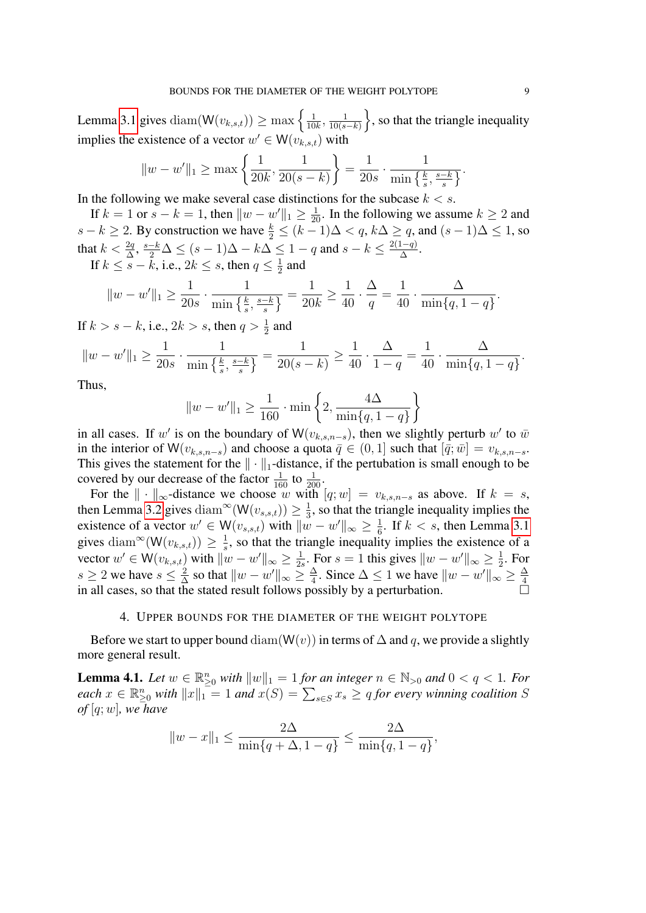Lemma 3.1 gives $\operatorname{diam}(\mathsf{W}(v_{k,s,t})) \geq \max\left\{\frac{1}{10k}, \frac{1}{10(s-k)}\right\}$, so that the triangle inequality implies the existence of a vector $w' \in \mathsf{W}(v_{k,s,t})$ with

$$\|w - w'\|_1 \geq \max\left\{\frac{1}{20k}, \frac{1}{20(s-k)}\right\} = \frac{1}{20s} \cdot \frac{1}{\min\left\{\frac{k}{s}, \frac{s-k}{s}\right\}}.$$

In the following we make several case distinctions for the subcase $k < s$.

If $k = 1$ or $s - k = 1$, then $\|w - w'\|_1 \geq \frac{1}{20}$. In the following we assume $k \geq 2$ and $s - k \geq 2$. By construction we have $\frac{k}{2} \leq (k-1)\Delta < q$, $k\Delta \geq q$, and $(s-1)\Delta \leq 1$, so that $k < \frac{2q}{\Delta}$, $\frac{s-k}{2}\Delta \leq (s-1)\Delta - k\Delta \leq 1 - q$ and $s - k \leq \frac{2(1-q)}{\Delta}$.

If $k \leq s - k$, i.e., $2k \leq s$, then $q \leq \frac{1}{2}$ and

$$\|w - w'\|_1 \geq \frac{1}{20s} \cdot \frac{1}{\min\left\{\frac{k}{s}, \frac{s-k}{s}\right\}} = \frac{1}{20k} \geq \frac{1}{40} \cdot \frac{\Delta}{q} = \frac{1}{40} \cdot \frac{\Delta}{\min\{q, 1-q\}}.$$

If $k > s - k$, i.e., $2k > s$, then $q > \frac{1}{2}$ and

$$\|w - w'\|_1 \geq \frac{1}{20s} \cdot \frac{1}{\min\left\{\frac{k}{s}, \frac{s-k}{s}\right\}} = \frac{1}{20(s-k)} \geq \frac{1}{40} \cdot \frac{\Delta}{1-q} = \frac{1}{40} \cdot \frac{\Delta}{\min\{q, 1-q\}}.$$

Thus,

$$\|w - w'\|_1 \geq \frac{1}{160} \cdot \min\left\{2, \frac{4\Delta}{\min\{q, 1-q\}}\right\}$$

in all cases. If $w'$ is on the boundary of $\mathsf{W}(v_{k,s,n-s})$, then we slightly perturb $w'$ to $\bar{w}$ in the interior of $\mathsf{W}(v_{k,s,n-s})$ and choose a quota $\bar{q} \in (0, 1]$ such that $[\bar{q}; \bar{w}] = v_{k,s,n-s}$. This gives the statement for the $\|\cdot\|_1$-distance, if the pertubation is small enough to be covered by our decrease of the factor $\frac{1}{160}$ to $\frac{1}{200}$.

For the $\|\cdot\|_\infty$-distance we choose $w$ with $[q; w] = v_{k,s,n-s}$ as above. If $k = s$, then Lemma 3.2 gives $\operatorname{diam}^\infty(\mathsf{W}(v_{s,s,t})) \geq \frac{1}{3}$, so that the triangle inequality implies the existence of a vector $w' \in \mathsf{W}(v_{s,s,t})$ with $\|w - w'\|_\infty \geq \frac{1}{6}$. If $k < s$, then Lemma 3.1 gives $\operatorname{diam}^\infty(\mathsf{W}(v_{k,s,t})) \geq \frac{1}{s}$, so that the triangle inequality implies the existence of a vector $w' \in \mathsf{W}(v_{k,s,t})$ with $\|w - w'\|_\infty \geq \frac{1}{2s}$. For $s = 1$ this gives $\|w - w'\|_\infty \geq \frac{1}{2}$. For $s \geq 2$ we have $s \leq \frac{2}{\Delta}$ so that $\|w - w'\|_\infty \geq \frac{\Delta}{4}$. Since $\Delta \leq 1$ we have $\|w - w'\|_\infty \geq \frac{\Delta}{4}$ in all cases, so that the stated result follows possibly by a perturbation. $\square$

## 4. Upper bounds for the diameter of the weight polytope

Before we start to upper bound $\operatorname{diam}(\mathsf{W}(v))$ in terms of $\Delta$ and $q$, we provide a slightly more general result.

**Lemma 4.1.** *Let $w \in \mathbb{R}^n_{\geq 0}$ with $\|w\|_1 = 1$ for an integer $n \in \mathbb{N}_{>0}$ and $0 < q < 1$. For each $x \in \mathbb{R}^n_{\geq 0}$ with $\|x\|_1 = 1$ and $x(S) = \sum_{s \in S} x_s \geq q$ for every winning coalition $S$ of $[q; w]$, we have*

$$\|w - x\|_1 \leq \frac{2\Delta}{\min\{q + \Delta, 1 - q\}} \leq \frac{2\Delta}{\min\{q, 1 - q\}},$$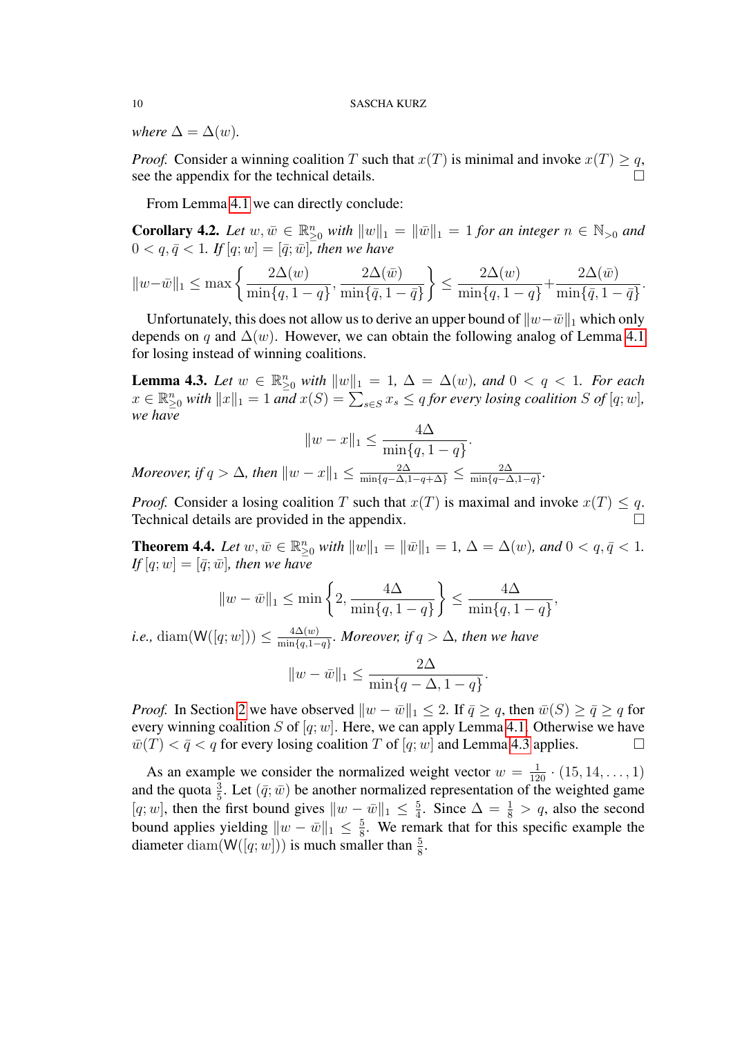*where* $\Delta = \Delta(w)$*.*

*Proof.* Consider a winning coalition $T$ such that $x(T)$ is minimal and invoke $x(T) \ge q$, see the appendix for the technical details. $\square$

From Lemma 4.1 we can directly conclude:

**Corollary 4.2.** *Let* $w, \bar{w} \in \mathbb{R}^n_{\ge 0}$ *with* $\|w\|_1 = \|\bar{w}\|_1 = 1$ *for an integer* $n \in \mathbb{N}_{>0}$ *and* $0 < q, \bar{q} < 1$*. If* $[q; w] = [\bar{q}; \bar{w}]$*, then we have*

$$\|w-\bar{w}\|_1 \le \max\left\{\frac{2\Delta(w)}{\min\{q, 1-q\}}, \frac{2\Delta(\bar{w})}{\min\{\bar{q}, 1-\bar{q}\}}\right\} \le \frac{2\Delta(w)}{\min\{q, 1-q\}} + \frac{2\Delta(\bar{w})}{\min\{\bar{q}, 1-\bar{q}\}}.$$

Unfortunately, this does not allow us to derive an upper bound of $\|w-\bar{w}\|_1$ which only depends on $q$ and $\Delta(w)$. However, we can obtain the following analog of Lemma 4.1 for losing instead of winning coalitions.

**Lemma 4.3.** *Let* $w \in \mathbb{R}^n_{\ge 0}$ *with* $\|w\|_1 = 1$*,* $\Delta = \Delta(w)$*, and* $0 < q < 1$*. For each* $x \in \mathbb{R}^n_{\ge 0}$ *with* $\|x\|_1 = 1$ *and* $x(S) = \sum_{s \in S} x_s \le q$ *for every losing coalition* $S$ *of* $[q; w]$*, we have*

$$\|w - x\|_1 \le \frac{4\Delta}{\min\{q, 1-q\}}.$$

*Moreover, if* $q > \Delta$*, then* $\|w - x\|_1 \le \frac{2\Delta}{\min\{q-\Delta, 1-q+\Delta\}} \le \frac{2\Delta}{\min\{q-\Delta, 1-q\}}$*.*

*Proof.* Consider a losing coalition $T$ such that $x(T)$ is maximal and invoke $x(T) \le q$. Technical details are provided in the appendix. $\square$

**Theorem 4.4.** *Let* $w, \bar{w} \in \mathbb{R}^n_{\ge 0}$ *with* $\|w\|_1 = \|\bar{w}\|_1 = 1$*,* $\Delta = \Delta(w)$*, and* $0 < q, \bar{q} < 1$*. If* $[q; w] = [\bar{q}; \bar{w}]$*, then we have*

$$\|w - \bar{w}\|_1 \le \min\left\{2, \frac{4\Delta}{\min\{q, 1-q\}}\right\} \le \frac{4\Delta}{\min\{q, 1-q\}},$$

*i.e.,* $\operatorname{diam}(\mathsf{W}([q; w])) \le \frac{4\Delta(w)}{\min\{q, 1-q\}}$*. Moreover, if* $q > \Delta$*, then we have*

$$\|w - \bar{w}\|_1 \le \frac{2\Delta}{\min\{q - \Delta, 1-q\}}.$$

*Proof.* In Section 2 we have observed $\|w - \bar{w}\|_1 \le 2$. If $\bar{q} \ge q$, then $\bar{w}(S) \ge \bar{q} \ge q$ for every winning coalition $S$ of $[q; w]$. Here, we can apply Lemma 4.1. Otherwise we have $\bar{w}(T) < \bar{q} < q$ for every losing coalition $T$ of $[q; w]$ and Lemma 4.3 applies. $\square$

As an example we consider the normalized weight vector $w = \frac{1}{120} \cdot (15, 14, \ldots, 1)$ and the quota $\frac{3}{5}$. Let $(\bar{q}; \bar{w})$ be another normalized representation of the weighted game $[q; w]$, then the first bound gives $\|w - \bar{w}\|_1 \le \frac{5}{4}$. Since $\Delta = \frac{1}{8} > q$, also the second bound applies yielding $\|w - \bar{w}\|_1 \le \frac{5}{8}$. We remark that for this specific example the diameter $\operatorname{diam}(\mathsf{W}([q; w]))$ is much smaller than $\frac{5}{8}$.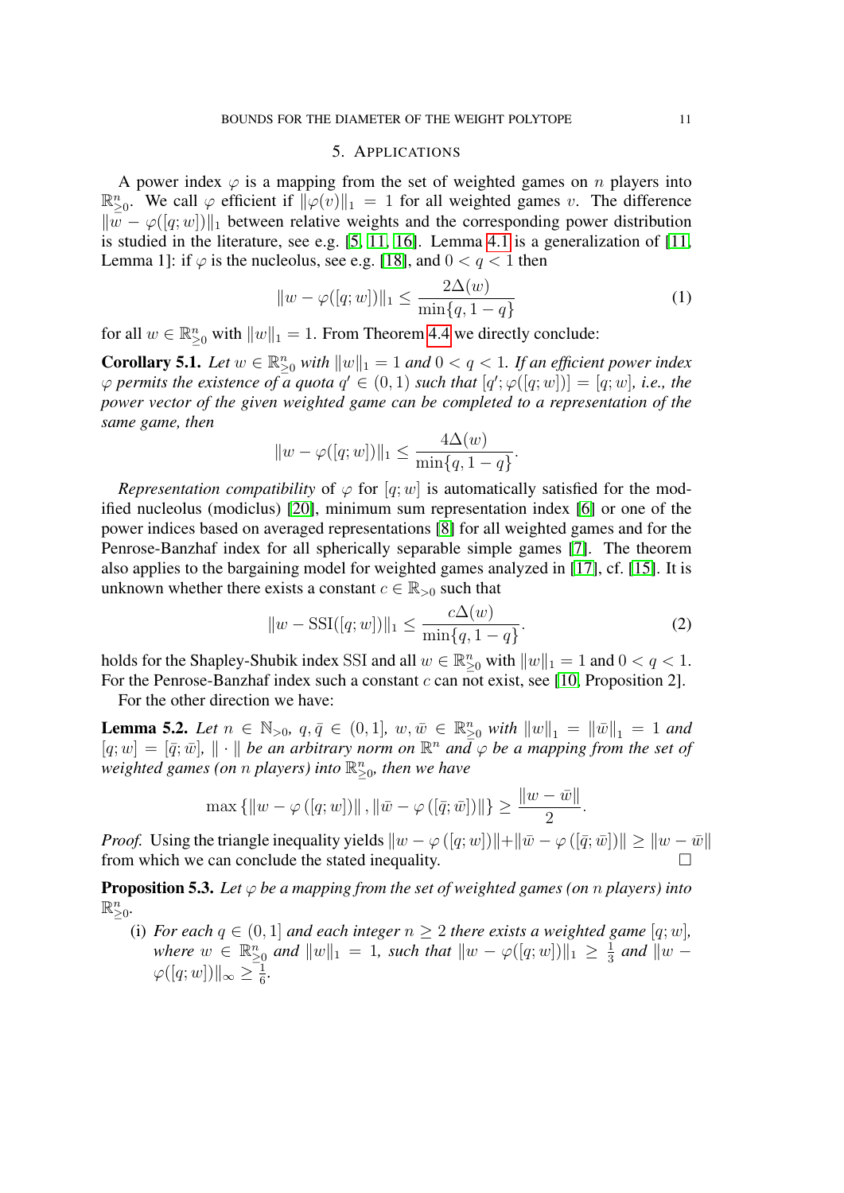## 5. Applications

A power index $\varphi$ is a mapping from the set of weighted games on $n$ players into $\mathbb{R}^n_{\ge 0}$. We call $\varphi$ efficient if $\|\varphi(v)\|_1 = 1$ for all weighted games $v$. The difference $\|w - \varphi([q;w])\|_1$ between relative weights and the corresponding power distribution is studied in the literature, see e.g. [5, 11, 16]. Lemma 4.1 is a generalization of [11, Lemma 1]: if $\varphi$ is the nucleolus, see e.g. [18], and $0 < q < 1$ then

$$\|w - \varphi([q;w])\|_1 \le \frac{2\Delta(w)}{\min\{q, 1-q\}} \tag{1}$$

for all $w \in \mathbb{R}^n_{\ge 0}$ with $\|w\|_1 = 1$. From Theorem 4.4 we directly conclude:

**Corollary 5.1.** *Let $w \in \mathbb{R}^n_{\ge 0}$ with $\|w\|_1 = 1$ and $0 < q < 1$. If an efficient power index $\varphi$ permits the existence of a quota $q' \in (0,1)$ such that $[q'; \varphi([q;w])] = [q;w]$, i.e., the power vector of the given weighted game can be completed to a representation of the same game, then*

$$\|w - \varphi([q;w])\|_1 \le \frac{4\Delta(w)}{\min\{q, 1-q\}}.$$

*Representation compatibility* of $\varphi$ for $[q;w]$ is automatically satisfied for the modified nucleolus (modiclus) [20], minimum sum representation index [6] or one of the power indices based on averaged representations [8] for all weighted games and for the Penrose-Banzhaf index for all spherically separable simple games [7]. The theorem also applies to the bargaining model for weighted games analyzed in [17], cf. [15]. It is unknown whether there exists a constant $c \in \mathbb{R}_{>0}$ such that

$$\|w - \mathrm{SSI}([q;w])\|_1 \le \frac{c\Delta(w)}{\min\{q, 1-q\}}. \tag{2}$$

holds for the Shapley-Shubik index SSI and all $w \in \mathbb{R}^n_{\ge 0}$ with $\|w\|_1 = 1$ and $0 < q < 1$. For the Penrose-Banzhaf index such a constant $c$ can not exist, see [10, Proposition 2].

For the other direction we have:

**Lemma 5.2.** *Let $n \in \mathbb{N}_{>0}$, $q, \bar{q} \in (0,1]$, $w, \bar{w} \in \mathbb{R}^n_{\ge 0}$ with $\|w\|_1 = \|\bar{w}\|_1 = 1$ and $[q;w] = [\bar{q};\bar{w}]$, $\|\cdot\|$ be an arbitrary norm on $\mathbb{R}^n$ and $\varphi$ be a mapping from the set of weighted games (on $n$ players) into $\mathbb{R}^n_{\ge 0}$, then we have*

$$\max\left\{\|w - \varphi([q;w])\|, \|\bar{w} - \varphi([\bar{q};\bar{w}])\|\right\} \ge \frac{\|w - \bar{w}\|}{2}.$$

*Proof.* Using the triangle inequality yields $\|w - \varphi([q;w])\| + \|\bar{w} - \varphi([\bar{q};\bar{w}])\| \ge \|w - \bar{w}\|$ from which we can conclude the stated inequality. $\square$

**Proposition 5.3.** *Let $\varphi$ be a mapping from the set of weighted games (on $n$ players) into $\mathbb{R}^n_{\ge 0}$.*

(i) *For each $q \in (0,1]$ and each integer $n \ge 2$ there exists a weighted game $[q;w]$, where $w \in \mathbb{R}^n_{\ge 0}$ and $\|w\|_1 = 1$, such that $\|w - \varphi([q;w])\|_1 \ge \frac{1}{3}$ and $\|w - \varphi([q;w])\|_\infty \ge \frac{1}{6}$.*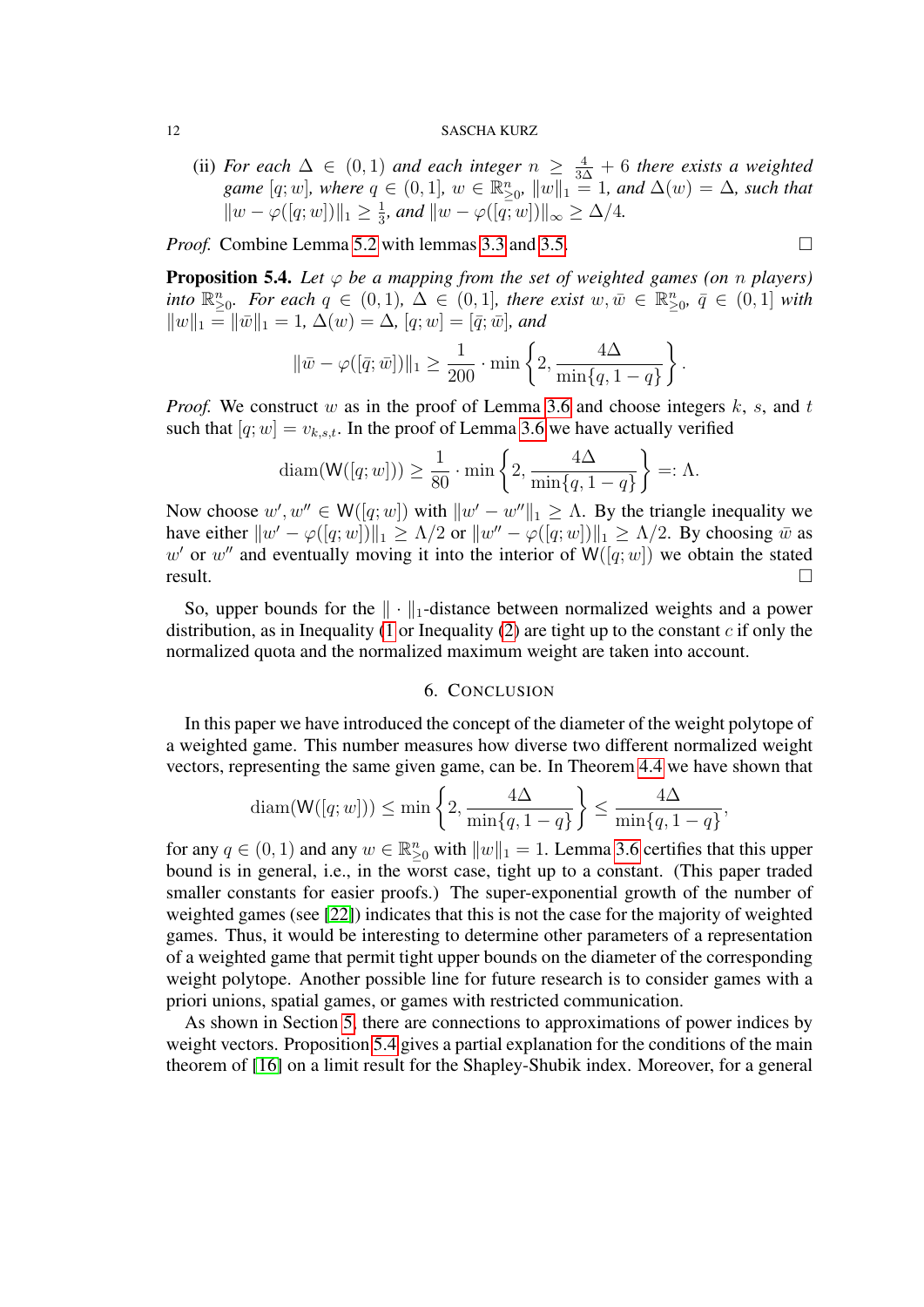(ii) *For each* $\Delta \in (0, 1)$ *and each integer* $n \geq \frac{4}{3\Delta} + 6$ *there exists a weighted game* $[q; w]$*, where* $q \in (0, 1]$*,* $w \in \mathbb{R}^n_{\geq 0}$*,* $\|w\|_1 = 1$*, and* $\Delta(w) = \Delta$*, such that* $\|w - \varphi([q; w])\|_1 \geq \frac{1}{3}$*, and* $\|w - \varphi([q; w])\|_\infty \geq \Delta/4$*.*

*Proof.* Combine Lemma 5.2 with lemmas 3.3 and 3.5. □

**Proposition 5.4.** *Let* $\varphi$ *be a mapping from the set of weighted games (on* $n$ *players) into* $\mathbb{R}^n_{\geq 0}$*. For each* $q \in (0, 1)$*,* $\Delta \in (0, 1]$*, there exist* $w, \bar{w} \in \mathbb{R}^n_{\geq 0}$*,* $\bar{q} \in (0, 1]$ *with* $\|w\|_1 = \|\bar{w}\|_1 = 1$*,* $\Delta(w) = \Delta$*,* $[q; w] = [\bar{q}; \bar{w}]$*, and*

$$\|\bar{w} - \varphi([\bar{q}; \bar{w}])\|_1 \geq \frac{1}{200} \cdot \min\left\{2, \frac{4\Delta}{\min\{q, 1-q\}}\right\}.$$

*Proof.* We construct $w$ as in the proof of Lemma 3.6 and choose integers $k$, $s$, and $t$ such that $[q; w] = v_{k,s,t}$. In the proof of Lemma 3.6 we have actually verified

$$\operatorname{diam}(\mathsf{W}([q; w])) \geq \frac{1}{80} \cdot \min\left\{2, \frac{4\Delta}{\min\{q, 1-q\}}\right\} =: \Lambda.$$

Now choose $w', w'' \in \mathsf{W}([q; w])$ with $\|w' - w''\|_1 \geq \Lambda$. By the triangle inequality we have either $\|w' - \varphi([q; w])\|_1 \geq \Lambda/2$ or $\|w'' - \varphi([q; w])\|_1 \geq \Lambda/2$. By choosing $\bar{w}$ as $w'$ or $w''$ and eventually moving it into the interior of $\mathsf{W}([q; w])$ we obtain the stated result. □

So, upper bounds for the $\|\cdot\|_1$-distance between normalized weights and a power distribution, as in Inequality (1 or Inequality (2) are tight up to the constant $c$ if only the normalized quota and the normalized maximum weight are taken into account.

## 6. Conclusion

In this paper we have introduced the concept of the diameter of the weight polytope of a weighted game. This number measures how diverse two different normalized weight vectors, representing the same given game, can be. In Theorem 4.4 we have shown that

$$\operatorname{diam}(\mathsf{W}([q; w])) \leq \min\left\{2, \frac{4\Delta}{\min\{q, 1-q\}}\right\} \leq \frac{4\Delta}{\min\{q, 1-q\}},$$

for any $q \in (0, 1)$ and any $w \in \mathbb{R}^n_{\geq 0}$ with $\|w\|_1 = 1$. Lemma 3.6 certifies that this upper bound is in general, i.e., in the worst case, tight up to a constant. (This paper traded smaller constants for easier proofs.) The super-exponential growth of the number of weighted games (see [22]) indicates that this is not the case for the majority of weighted games. Thus, it would be interesting to determine other parameters of a representation of a weighted game that permit tight upper bounds on the diameter of the corresponding weight polytope. Another possible line for future research is to consider games with a priori unions, spatial games, or games with restricted communication.

As shown in Section 5, there are connections to approximations of power indices by weight vectors. Proposition 5.4 gives a partial explanation for the conditions of the main theorem of [16] on a limit result for the Shapley-Shubik index. Moreover, for a general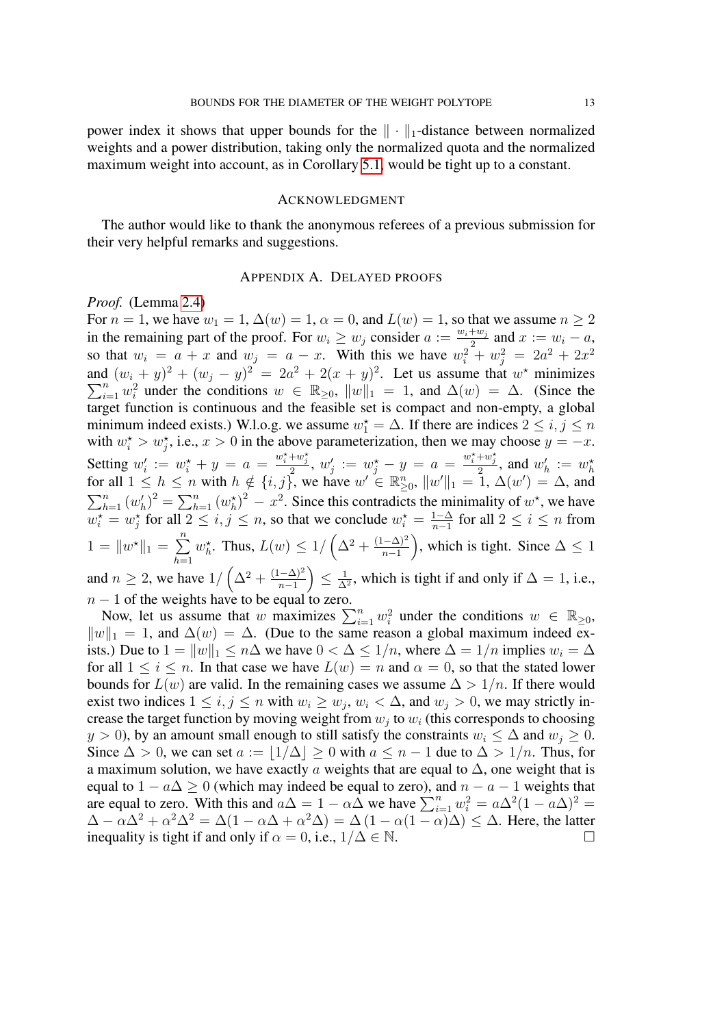power index it shows that upper bounds for the $\|\cdot\|_1$-distance between normalized weights and a power distribution, taking only the normalized quota and the normalized maximum weight into account, as in Corollary 5.1, would be tight up to a constant.

## Acknowledgment

The author would like to thank the anonymous referees of a previous submission for their very helpful remarks and suggestions.

## Appendix A. Delayed proofs

*Proof.* (Lemma 2.4)
For $n = 1$, we have $w_1 = 1$, $\Delta(w) = 1$, $\alpha = 0$, and $L(w) = 1$, so that we assume $n \geq 2$ in the remaining part of the proof. For $w_i \geq w_j$ consider $a := \frac{w_i + w_j}{2}$ and $x := w_i - a$, so that $w_i = a + x$ and $w_j = a - x$. With this we have $w_i^2 + w_j^2 = 2a^2 + 2x^2$ and $(w_i + y)^2 + (w_j - y)^2 = 2a^2 + 2(x + y)^2$. Let us assume that $w^\star$ minimizes $\sum_{i=1}^n w_i^2$ under the conditions $w \in \mathbb{R}_{\geq 0}$, $\|w\|_1 = 1$, and $\Delta(w) = \Delta$. (Since the target function is continuous and the feasible set is compact and non-empty, a global minimum indeed exists.) W.l.o.g. we assume $w_1^\star = \Delta$. If there are indices $2 \leq i, j \leq n$ with $w_i^\star > w_j^\star$, i.e., $x > 0$ in the above parameterization, then we may choose $y = -x$. Setting $w_i' := w_i^\star + y = a = \frac{w_i^\star + w_j^\star}{2}$, $w_j' := w_j^\star - y = a = \frac{w_i^\star + w_j^\star}{2}$, and $w_h' := w_h^\star$ for all $1 \leq h \leq n$ with $h \notin \{i, j\}$, we have $w' \in \mathbb{R}_{\geq 0}^n$, $\|w'\|_1 = 1$, $\Delta(w') = \Delta$, and $\sum_{h=1}^n (w_h')^2 = \sum_{h=1}^n (w_h^\star)^2 - x^2$. Since this contradicts the minimality of $w^\star$, we have $w_i^\star = w_j^\star$ for all $2 \leq i, j \leq n$, so that we conclude $w_i^\star = \frac{1-\Delta}{n-1}$ for all $2 \leq i \leq n$ from $1 = \|w^\star\|_1 = \sum_{h=1}^n w_h^\star$. Thus, $L(w) \leq 1/\left(\Delta^2 + \frac{(1-\Delta)^2}{n-1}\right)$, which is tight. Since $\Delta \leq 1$ and $n \geq 2$, we have $1/\left(\Delta^2 + \frac{(1-\Delta)^2}{n-1}\right) \leq \frac{1}{\Delta^2}$, which is tight if and only if $\Delta = 1$, i.e., $n - 1$ of the weights have to be equal to zero.

Now, let us assume that $w$ maximizes $\sum_{i=1}^n w_i^2$ under the conditions $w \in \mathbb{R}_{\geq 0}$, $\|w\|_1 = 1$, and $\Delta(w) = \Delta$. (Due to the same reason a global maximum indeed exists.) Due to $1 = \|w\|_1 \leq n\Delta$ we have $0 < \Delta \leq 1/n$, where $\Delta = 1/n$ implies $w_i = \Delta$ for all $1 \leq i \leq n$. In that case we have $L(w) = n$ and $\alpha = 0$, so that the stated lower bounds for $L(w)$ are valid. In the remaining cases we assume $\Delta > 1/n$. If there would exist two indices $1 \leq i, j \leq n$ with $w_i \geq w_j$, $w_i < \Delta$, and $w_j > 0$, we may strictly increase the target function by moving weight from $w_j$ to $w_i$ (this corresponds to choosing $y > 0$), by an amount small enough to still satisfy the constraints $w_i \leq \Delta$ and $w_j \geq 0$. Since $\Delta > 0$, we can set $a := \lfloor 1/\Delta \rfloor \geq 0$ with $a \leq n - 1$ due to $\Delta > 1/n$. Thus, for a maximum solution, we have exactly $a$ weights that are equal to $\Delta$, one weight that is equal to $1 - a\Delta \geq 0$ (which may indeed be equal to zero), and $n - a - 1$ weights that are equal to zero. With this and $a\Delta = 1 - \alpha\Delta$ we have $\sum_{i=1}^n w_i^2 = a\Delta^2(1 - a\Delta)^2 = \Delta - \alpha\Delta^2 + \alpha^2\Delta^2 = \Delta(1 - \alpha\Delta + \alpha^2\Delta) = \Delta\left(1 - \alpha(1 - \alpha)\Delta\right) \leq \Delta$. Here, the latter inequality is tight if and only if $\alpha = 0$, i.e., $1/\Delta \in \mathbb{N}$. $\square$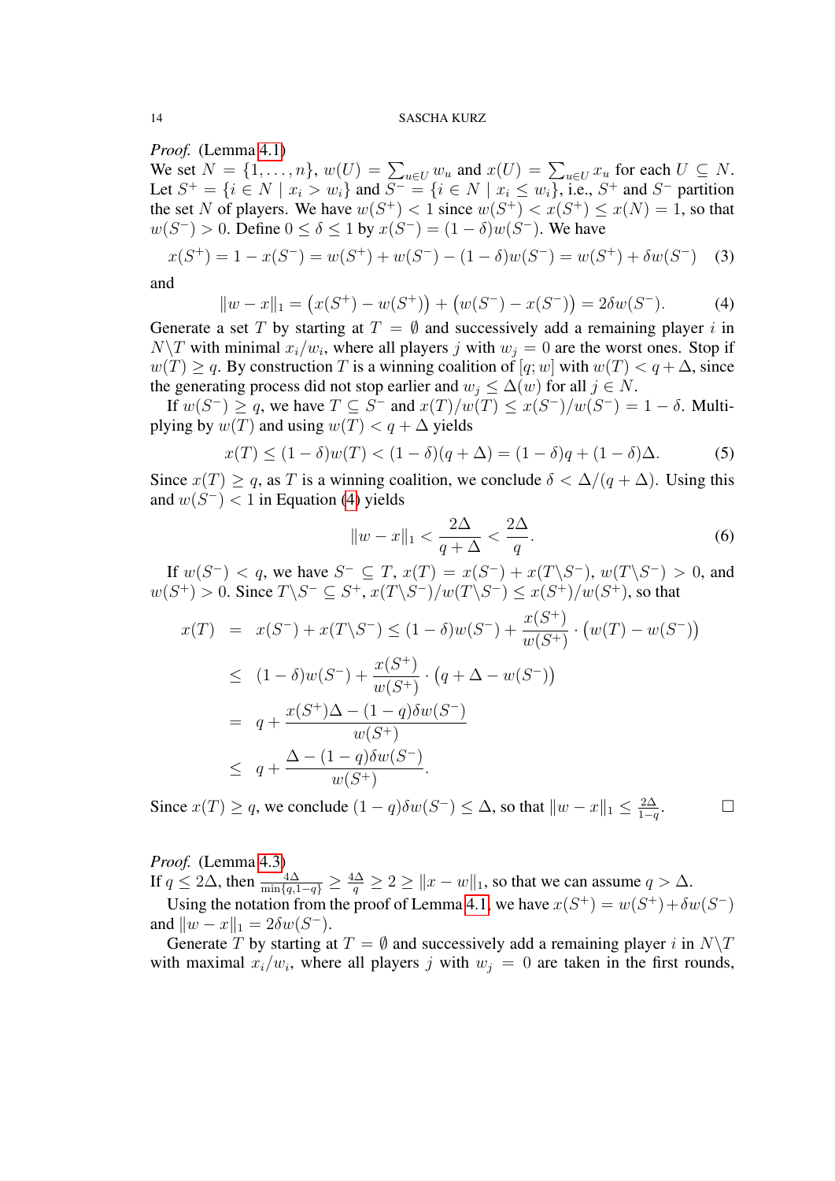*Proof.* (Lemma 4.1)
We set $N = \{1, \dots, n\}$, $w(U) = \sum_{u \in U} w_u$ and $x(U) = \sum_{u \in U} x_u$ for each $U \subseteq N$. Let $S^+ = \{i \in N \mid x_i > w_i\}$ and $S^- = \{i \in N \mid x_i \le w_i\}$, i.e., $S^+$ and $S^-$ partition the set $N$ of players. We have $w(S^+) < 1$ since $w(S^+) < x(S^+) \le x(N) = 1$, so that $w(S^-) > 0$. Define $0 \le \delta \le 1$ by $x(S^-) = (1-\delta)w(S^-)$. We have

$$x(S^+) = 1 - x(S^-) = w(S^+) + w(S^-) - (1-\delta)w(S^-) = w(S^+) + \delta w(S^-) \tag{3}$$

and

$$\|w - x\|_1 = \big(x(S^+) - w(S^+)\big) + \big(w(S^-) - x(S^-)\big) = 2\delta w(S^-). \tag{4}$$

Generate a set $T$ by starting at $T = \emptyset$ and successively add a remaining player $i$ in $N \backslash T$ with minimal $x_i/w_i$, where all players $j$ with $w_j = 0$ are the worst ones. Stop if $w(T) \ge q$. By construction $T$ is a winning coalition of $[q; w]$ with $w(T) < q + \Delta$, since the generating process did not stop earlier and $w_j \le \Delta(w)$ for all $j \in N$.

If $w(S^-) \ge q$, we have $T \subseteq S^-$ and $x(T)/w(T) \le x(S^-)/w(S^-) = 1 - \delta$. Multiplying by $w(T)$ and using $w(T) < q + \Delta$ yields

$$x(T) \le (1-\delta)w(T) < (1-\delta)(q+\Delta) = (1-\delta)q + (1-\delta)\Delta. \tag{5}$$

Since $x(T) \ge q$, as $T$ is a winning coalition, we conclude $\delta < \Delta/(q+\Delta)$. Using this and $w(S^-) < 1$ in Equation (4) yields

$$\|w - x\|_1 < \frac{2\Delta}{q+\Delta} < \frac{2\Delta}{q}. \tag{6}$$

If $w(S^-) < q$, we have $S^- \subseteq T$, $x(T) = x(S^-) + x(T\backslash S^-)$, $w(T \backslash S^-) > 0$, and $w(S^+) > 0$. Since $T \backslash S^- \subseteq S^+$, $x(T\backslash S^-)/w(T\backslash S^-) \le x(S^+)/w(S^+)$, so that

$$\begin{aligned}
x(T) &= x(S^-) + x(T\backslash S^-) \le (1-\delta)w(S^-) + \frac{x(S^+)}{w(S^+)} \cdot \big(w(T) - w(S^-)\big) \\
&\le (1-\delta)w(S^-) + \frac{x(S^+)}{w(S^+)} \cdot \big(q + \Delta - w(S^-)\big) \\
&= q + \frac{x(S^+)\Delta - (1-q)\delta w(S^-)}{w(S^+)} \\
&\le q + \frac{\Delta - (1-q)\delta w(S^-)}{w(S^+)}.
\end{aligned}$$

Since $x(T) \ge q$, we conclude $(1-q)\delta w(S^-) \le \Delta$, so that $\|w - x\|_1 \le \frac{2\Delta}{1-q}$. $\square$

*Proof.* (Lemma 4.3)
If $q \le 2\Delta$, then $\frac{4\Delta}{\min\{q, 1-q\}} \ge \frac{4\Delta}{q} \ge 2 \ge \|x - w\|_1$, so that we can assume $q > \Delta$.

Using the notation from the proof of Lemma 4.1, we have $x(S^+) = w(S^+) + \delta w(S^-)$ and $\|w - x\|_1 = 2\delta w(S^-)$.

Generate $T$ by starting at $T = \emptyset$ and successively add a remaining player $i$ in $N\backslash T$ with maximal $x_i/w_i$, where all players $j$ with $w_j = 0$ are taken in the first rounds,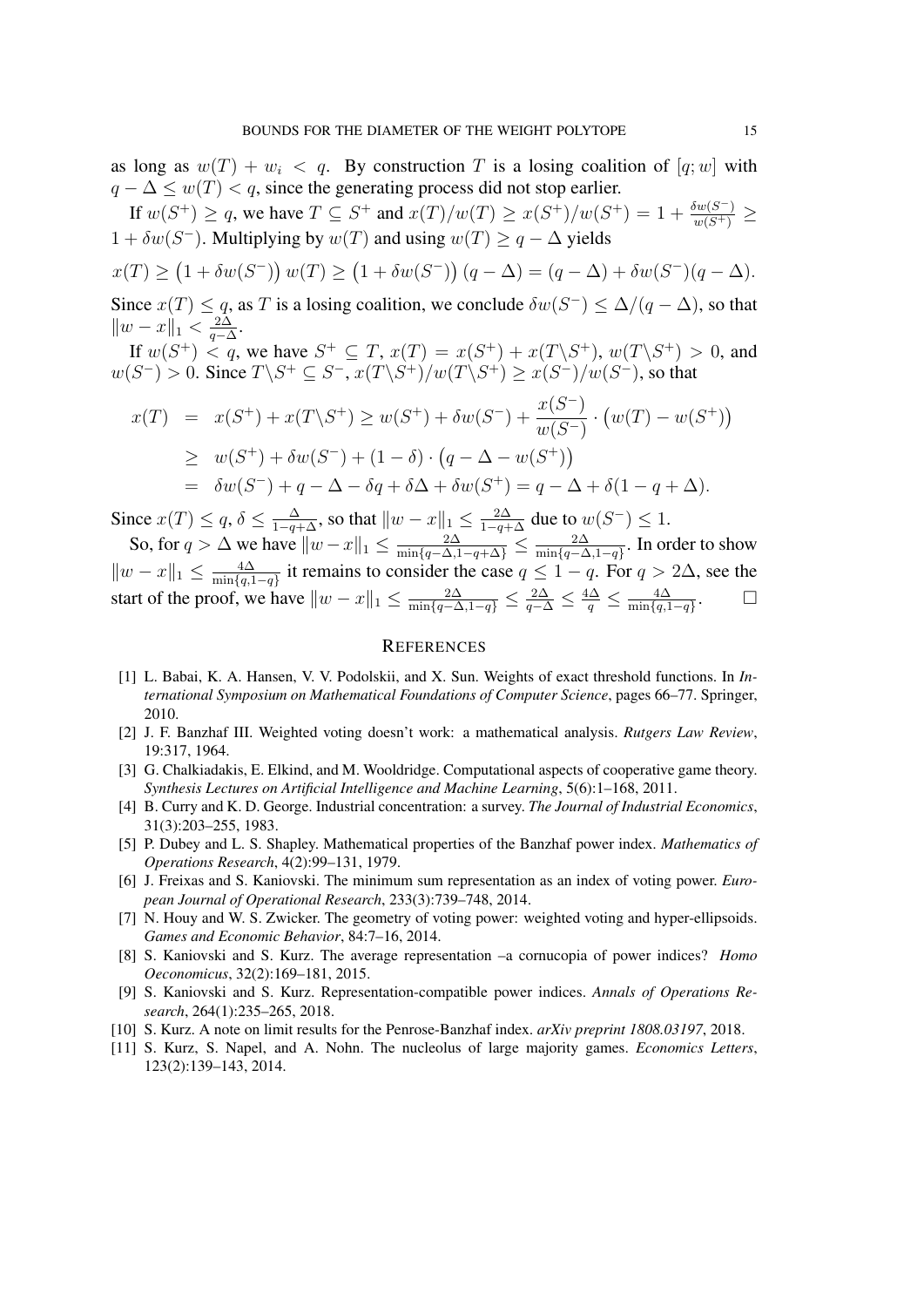as long as $w(T) + w_i < q$. By construction $T$ is a losing coalition of $[q; w]$ with $q - \Delta \le w(T) < q$, since the generating process did not stop earlier.

If $w(S^+) \ge q$, we have $T \subseteq S^+$ and $x(T)/w(T) \ge x(S^+)/w(S^+) = 1 + \frac{\delta w(S^-)}{w(S^+)} \ge 1 + \delta w(S^-)$. Multiplying by $w(T)$ and using $w(T) \ge q - \Delta$ yields

$$x(T) \ge \left(1 + \delta w(S^-)\right) w(T) \ge \left(1 + \delta w(S^-)\right)(q - \Delta) = (q - \Delta) + \delta w(S^-)(q - \Delta).$$

Since $x(T) \le q$, as $T$ is a losing coalition, we conclude $\delta w(S^-) \le \Delta/(q - \Delta)$, so that $\|w - x\|_1 < \frac{2\Delta}{q-\Delta}$.

If $w(S^+) < q$, we have $S^+ \subseteq T$, $x(T) = x(S^+) + x(T \backslash S^+)$, $w(T \backslash S^+) > 0$, and $w(S^-) > 0$. Since $T \backslash S^+ \subseteq S^-$, $x(T \backslash S^+)/w(T \backslash S^+) \ge x(S^-)/w(S^-)$, so that

$$\begin{aligned}
x(T) &= x(S^+) + x(T \backslash S^+) \ge w(S^+) + \delta w(S^-) + \frac{x(S^-)}{w(S^-)} \cdot \left(w(T) - w(S^+)\right) \\
&\ge w(S^+) + \delta w(S^-) + (1 - \delta) \cdot \left(q - \Delta - w(S^+)\right) \\
&= \delta w(S^-) + q - \Delta - \delta q + \delta \Delta + \delta w(S^+) = q - \Delta + \delta(1 - q + \Delta).
\end{aligned}$$

Since $x(T) \le q$, $\delta \le \frac{\Delta}{1-q+\Delta}$, so that $\|w - x\|_1 \le \frac{2\Delta}{1-q+\Delta}$ due to $w(S^-) \le 1$.

So, for $q > \Delta$ we have $\|w - x\|_1 \le \frac{2\Delta}{\min\{q-\Delta, 1-q+\Delta\}} \le \frac{2\Delta}{\min\{q-\Delta, 1-q\}}$. In order to show $\|w - x\|_1 \le \frac{4\Delta}{\min\{q, 1-q\}}$ it remains to consider the case $q \le 1 - q$. For $q > 2\Delta$, see the start of the proof, we have $\|w - x\|_1 \le \frac{2\Delta}{\min\{q-\Delta, 1-q\}} \le \frac{2\Delta}{q-\Delta} \le \frac{4\Delta}{q} \le \frac{4\Delta}{\min\{q, 1-q\}}$. □

## REFERENCES

[1] L. Babai, K. A. Hansen, V. V. Podolskii, and X. Sun. Weights of exact threshold functions. In *International Symposium on Mathematical Foundations of Computer Science*, pages 66–77. Springer, 2010.

[2] J. F. Banzhaf III. Weighted voting doesn't work: a mathematical analysis. *Rutgers Law Review*, 19:317, 1964.

[3] G. Chalkiadakis, E. Elkind, and M. Wooldridge. Computational aspects of cooperative game theory. *Synthesis Lectures on Artificial Intelligence and Machine Learning*, 5(6):1–168, 2011.

[4] B. Curry and K. D. George. Industrial concentration: a survey. *The Journal of Industrial Economics*, 31(3):203–255, 1983.

[5] P. Dubey and L. S. Shapley. Mathematical properties of the Banzhaf power index. *Mathematics of Operations Research*, 4(2):99–131, 1979.

[6] J. Freixas and S. Kaniovski. The minimum sum representation as an index of voting power. *European Journal of Operational Research*, 233(3):739–748, 2014.

[7] N. Houy and W. S. Zwicker. The geometry of voting power: weighted voting and hyper-ellipsoids. *Games and Economic Behavior*, 84:7–16, 2014.

[8] S. Kaniovski and S. Kurz. The average representation –a cornucopia of power indices? *Homo Oeconomicus*, 32(2):169–181, 2015.

[9] S. Kaniovski and S. Kurz. Representation-compatible power indices. *Annals of Operations Research*, 264(1):235–265, 2018.

[10] S. Kurz. A note on limit results for the Penrose-Banzhaf index. *arXiv preprint 1808.03197*, 2018.

[11] S. Kurz, S. Napel, and A. Nohn. The nucleolus of large majority games. *Economics Letters*, 123(2):139–143, 2014.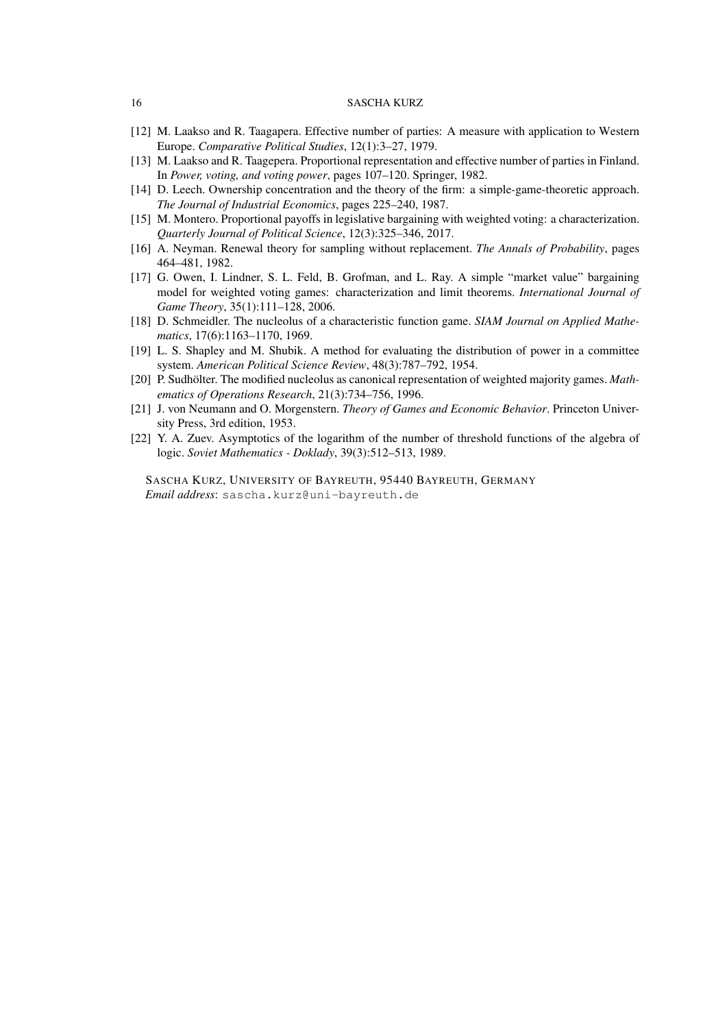[12] M. Laakso and R. Taagapera. Effective number of parties: A measure with application to Western Europe. *Comparative Political Studies*, 12(1):3–27, 1979.

[13] M. Laakso and R. Taagepera. Proportional representation and effective number of parties in Finland. In *Power, voting, and voting power*, pages 107–120. Springer, 1982.

[14] D. Leech. Ownership concentration and the theory of the firm: a simple-game-theoretic approach. *The Journal of Industrial Economics*, pages 225–240, 1987.

[15] M. Montero. Proportional payoffs in legislative bargaining with weighted voting: a characterization. *Quarterly Journal of Political Science*, 12(3):325–346, 2017.

[16] A. Neyman. Renewal theory for sampling without replacement. *The Annals of Probability*, pages 464–481, 1982.

[17] G. Owen, I. Lindner, S. L. Feld, B. Grofman, and L. Ray. A simple "market value" bargaining model for weighted voting games: characterization and limit theorems. *International Journal of Game Theory*, 35(1):111–128, 2006.

[18] D. Schmeidler. The nucleolus of a characteristic function game. *SIAM Journal on Applied Mathematics*, 17(6):1163–1170, 1969.

[19] L. S. Shapley and M. Shubik. A method for evaluating the distribution of power in a committee system. *American Political Science Review*, 48(3):787–792, 1954.

[20] P. Sudhölter. The modified nucleolus as canonical representation of weighted majority games. *Mathematics of Operations Research*, 21(3):734–756, 1996.

[21] J. von Neumann and O. Morgenstern. *Theory of Games and Economic Behavior*. Princeton University Press, 3rd edition, 1953.

[22] Y. A. Zuev. Asymptotics of the logarithm of the number of threshold functions of the algebra of logic. *Soviet Mathematics - Doklady*, 39(3):512–513, 1989.

SASCHA KURZ, UNIVERSITY OF BAYREUTH, 95440 BAYREUTH, GERMANY
*Email address*: sascha.kurz@uni-bayreuth.de